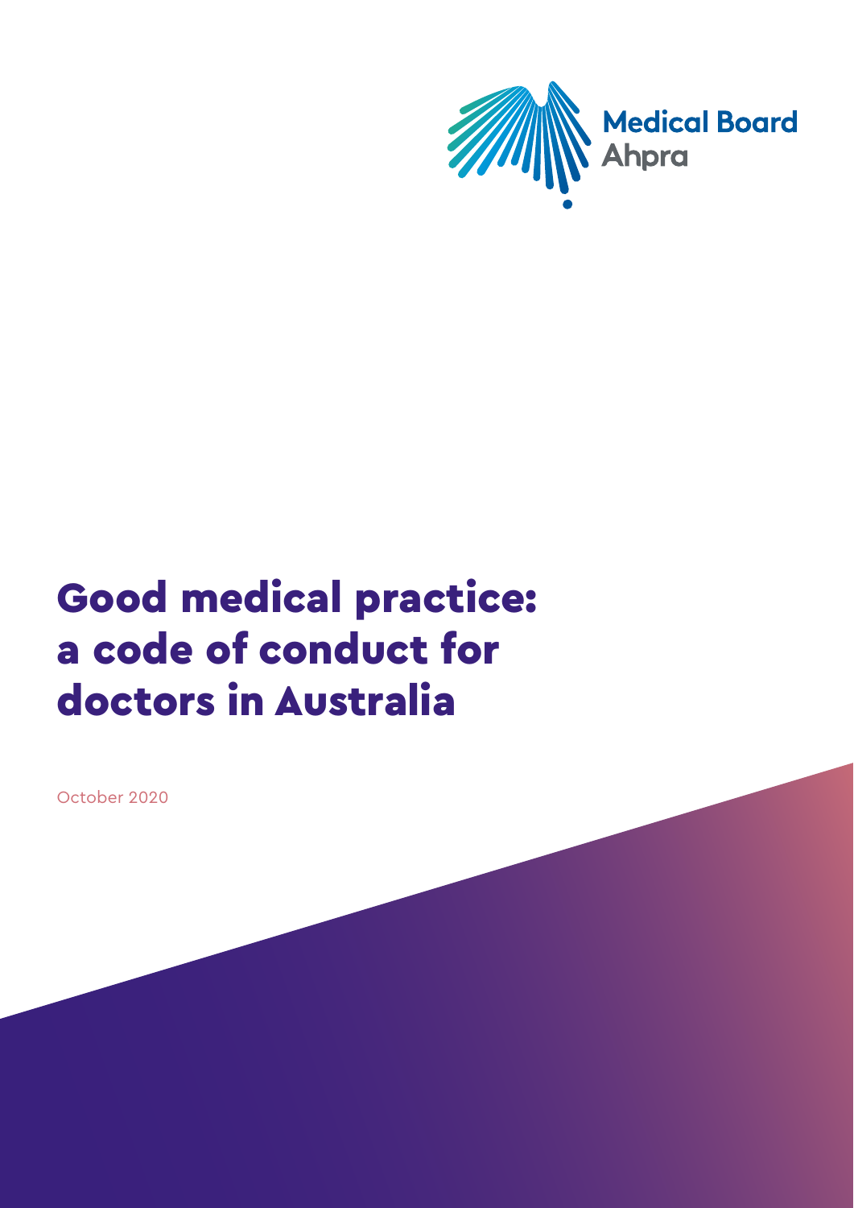Medical Board
Ahpra

# Good medical practice: a code of conduct for doctors in Australia

October 2020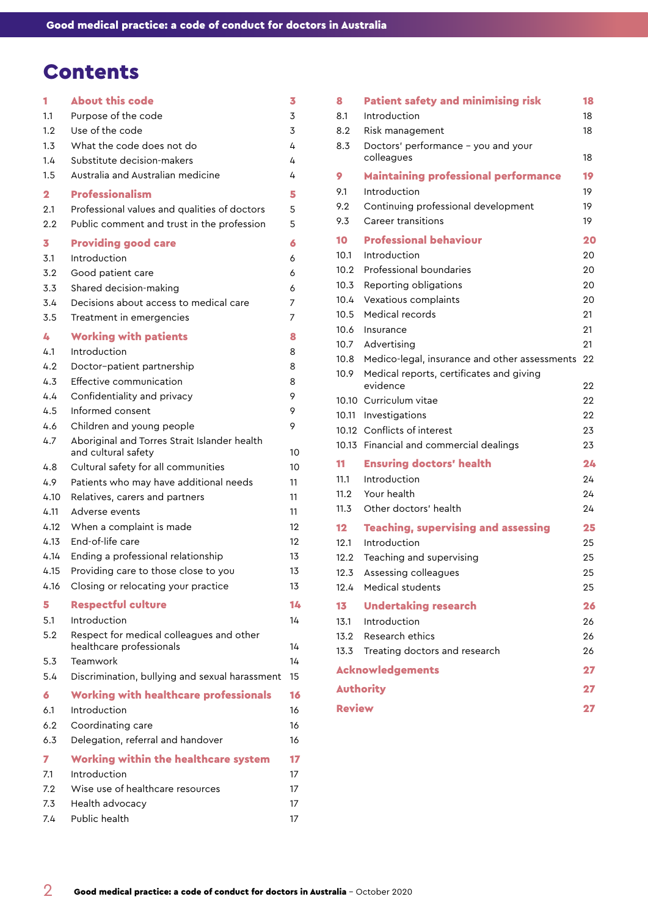# Contents

| | | |
|---|---|---|
| **1** | **About this code** | **3** |
| 1.1 | Purpose of the code | 3 |
| 1.2 | Use of the code | 3 |
| 1.3 | What the code does not do | 4 |
| 1.4 | Substitute decision-makers | 4 |
| 1.5 | Australia and Australian medicine | 4 |
| **2** | **Professionalism** | **5** |
| 2.1 | Professional values and qualities of doctors | 5 |
| 2.2 | Public comment and trust in the profession | 5 |
| **3** | **Providing good care** | **6** |
| 3.1 | Introduction | 6 |
| 3.2 | Good patient care | 6 |
| 3.3 | Shared decision-making | 6 |
| 3.4 | Decisions about access to medical care | 7 |
| 3.5 | Treatment in emergencies | 7 |
| **4** | **Working with patients** | **8** |
| 4.1 | Introduction | 8 |
| 4.2 | Doctor–patient partnership | 8 |
| 4.3 | Effective communication | 8 |
| 4.4 | Confidentiality and privacy | 9 |
| 4.5 | Informed consent | 9 |
| 4.6 | Children and young people | 9 |
| 4.7 | Aboriginal and Torres Strait Islander health and cultural safety | 10 |
| 4.8 | Cultural safety for all communities | 10 |
| 4.9 | Patients who may have additional needs | 11 |
| 4.10 | Relatives, carers and partners | 11 |
| 4.11 | Adverse events | 11 |
| 4.12 | When a complaint is made | 12 |
| 4.13 | End-of-life care | 12 |
| 4.14 | Ending a professional relationship | 13 |
| 4.15 | Providing care to those close to you | 13 |
| 4.16 | Closing or relocating your practice | 13 |
| **5** | **Respectful culture** | **14** |
| 5.1 | Introduction | 14 |
| 5.2 | Respect for medical colleagues and other healthcare professionals | 14 |
| 5.3 | Teamwork | 14 |
| 5.4 | Discrimination, bullying and sexual harassment | 15 |
| **6** | **Working with healthcare professionals** | **16** |
| 6.1 | Introduction | 16 |
| 6.2 | Coordinating care | 16 |
| 6.3 | Delegation, referral and handover | 16 |
| **7** | **Working within the healthcare system** | **17** |
| 7.1 | Introduction | 17 |
| 7.2 | Wise use of healthcare resources | 17 |
| 7.3 | Health advocacy | 17 |
| 7.4 | Public health | 17 |
| **8** | **Patient safety and minimising risk** | **18** |
| 8.1 | Introduction | 18 |
| 8.2 | Risk management | 18 |
| 8.3 | Doctors' performance – you and your colleagues | 18 |
| **9** | **Maintaining professional performance** | **19** |
| 9.1 | Introduction | 19 |
| 9.2 | Continuing professional development | 19 |
| 9.3 | Career transitions | 19 |
| **10** | **Professional behaviour** | **20** |
| 10.1 | Introduction | 20 |
| 10.2 | Professional boundaries | 20 |
| 10.3 | Reporting obligations | 20 |
| 10.4 | Vexatious complaints | 20 |
| 10.5 | Medical records | 21 |
| 10.6 | Insurance | 21 |
| 10.7 | Advertising | 21 |
| 10.8 | Medico-legal, insurance and other assessments | 22 |
| 10.9 | Medical reports, certificates and giving evidence | 22 |
| 10.10 | Curriculum vitae | 22 |
| 10.11 | Investigations | 22 |
| 10.12 | Conflicts of interest | 23 |
| 10.13 | Financial and commercial dealings | 23 |
| **11** | **Ensuring doctors' health** | **24** |
| 11.1 | Introduction | 24 |
| 11.2 | Your health | 24 |
| 11.3 | Other doctors' health | 24 |
| **12** | **Teaching, supervising and assessing** | **25** |
| 12.1 | Introduction | 25 |
| 12.2 | Teaching and supervising | 25 |
| 12.3 | Assessing colleagues | 25 |
| 12.4 | Medical students | 25 |
| **13** | **Undertaking research** | **26** |
| 13.1 | Introduction | 26 |
| 13.2 | Research ethics | 26 |
| 13.3 | Treating doctors and research | 26 |
| | **Acknowledgements** | **27** |
| | **Authority** | **27** |
| | **Review** | **27** |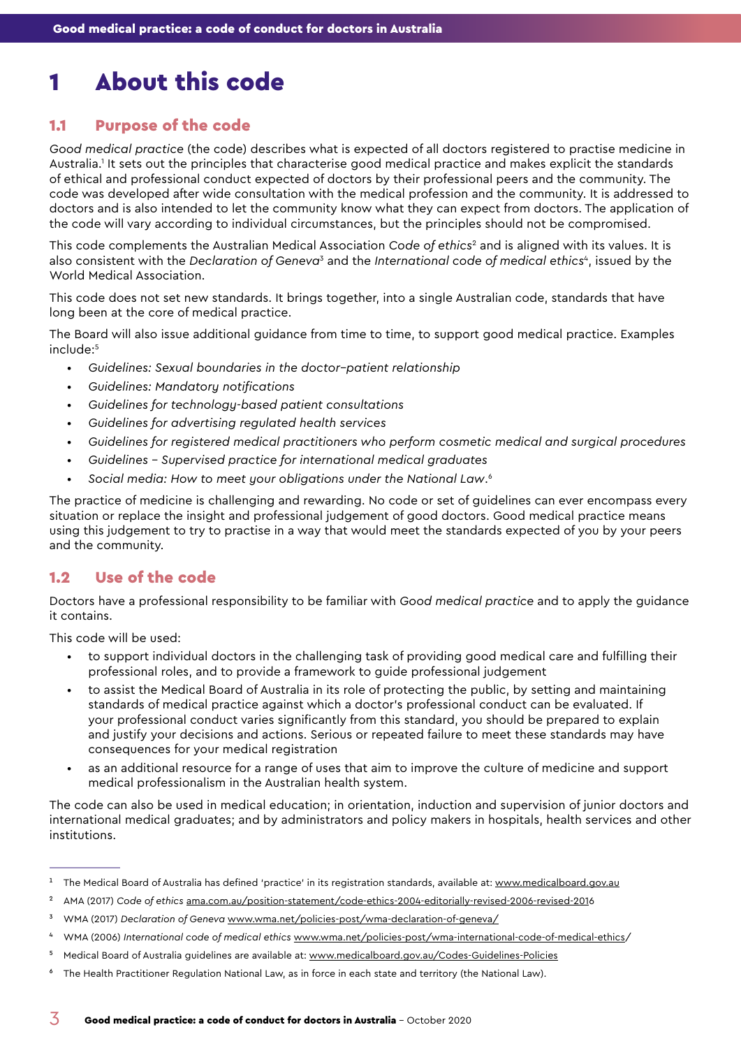# 1 About this code

## 1.1 Purpose of the code

*Good medical practice* (the code) describes what is expected of all doctors registered to practise medicine in Australia.[1] It sets out the principles that characterise good medical practice and makes explicit the standards of ethical and professional conduct expected of doctors by their professional peers and the community. The code was developed after wide consultation with the medical profession and the community. It is addressed to doctors and is also intended to let the community know what they can expect from doctors. The application of the code will vary according to individual circumstances, but the principles should not be compromised.

This code complements the Australian Medical Association *Code of ethics*[2] and is aligned with its values. It is also consistent with the *Declaration of Geneva*[3] and the *International code of medical ethics*[4], issued by the World Medical Association.

This code does not set new standards. It brings together, into a single Australian code, standards that have long been at the core of medical practice.

The Board will also issue additional guidance from time to time, to support good medical practice. Examples include:[5]

- *Guidelines: Sexual boundaries in the doctor–patient relationship*
- *Guidelines: Mandatory notifications*
- *Guidelines for technology-based patient consultations*
- *Guidelines for advertising regulated health services*
- *Guidelines for registered medical practitioners who perform cosmetic medical and surgical procedures*
- *Guidelines – Supervised practice for international medical graduates*
- *Social media: How to meet your obligations under the National Law*.[6]

The practice of medicine is challenging and rewarding. No code or set of guidelines can ever encompass every situation or replace the insight and professional judgement of good doctors. Good medical practice means using this judgement to try to practise in a way that would meet the standards expected of you by your peers and the community.

## 1.2 Use of the code

Doctors have a professional responsibility to be familiar with *Good medical practice* and to apply the guidance it contains.

This code will be used:

- to support individual doctors in the challenging task of providing good medical care and fulfilling their professional roles, and to provide a framework to guide professional judgement
- to assist the Medical Board of Australia in its role of protecting the public, by setting and maintaining standards of medical practice against which a doctor's professional conduct can be evaluated. If your professional conduct varies significantly from this standard, you should be prepared to explain and justify your decisions and actions. Serious or repeated failure to meet these standards may have consequences for your medical registration
- as an additional resource for a range of uses that aim to improve the culture of medicine and support medical professionalism in the Australian health system.

The code can also be used in medical education; in orientation, induction and supervision of junior doctors and international medical graduates; and by administrators and policy makers in hospitals, health services and other institutions.

---

[1] The Medical Board of Australia has defined 'practice' in its registration standards, available at: www.medicalboard.gov.au

[2] AMA (2017) *Code of ethics* ama.com.au/position-statement/code-ethics-2004-editorially-revised-2006-revised-2016

[3] WMA (2017) *Declaration of Geneva* www.wma.net/policies-post/wma-declaration-of-geneva/

[4] WMA (2006) *International code of medical ethics* www.wma.net/policies-post/wma-international-code-of-medical-ethics/

[5] Medical Board of Australia guidelines are available at: www.medicalboard.gov.au/Codes-Guidelines-Policies

[6] The Health Practitioner Regulation National Law, as in force in each state and territory (the National Law).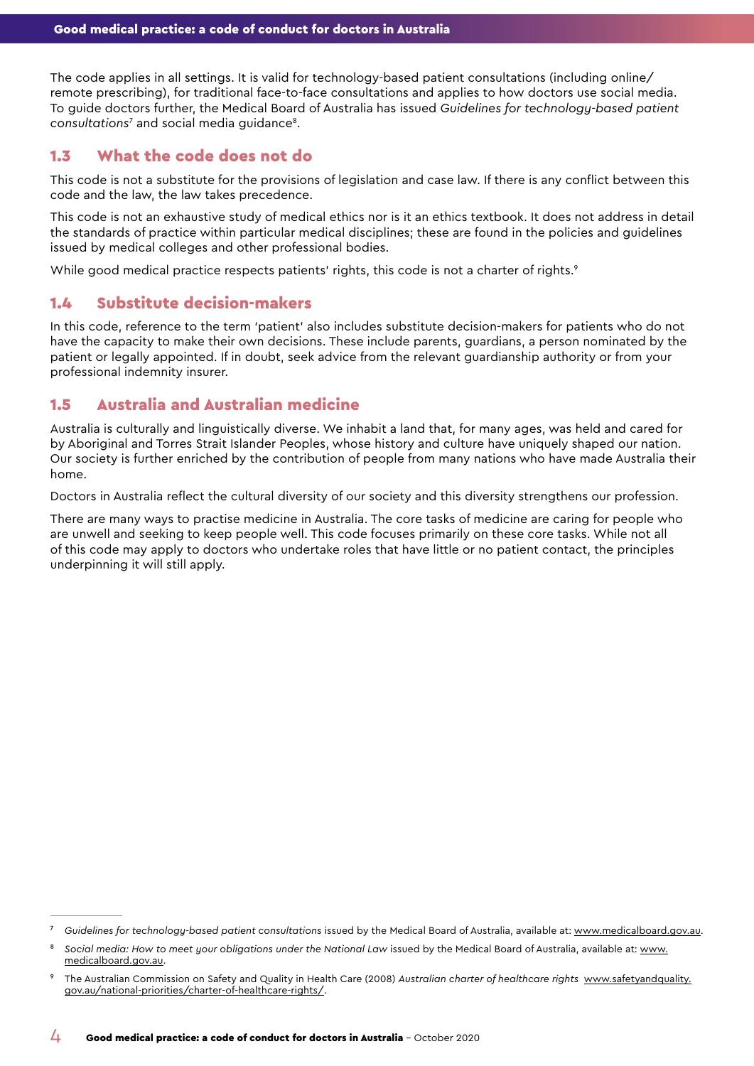The code applies in all settings. It is valid for technology-based patient consultations (including online/remote prescribing), for traditional face-to-face consultations and applies to how doctors use social media. To guide doctors further, the Medical Board of Australia has issued *Guidelines for technology-based patient consultations*[7] and social media guidance[8].

## 1.3 What the code does not do

This code is not a substitute for the provisions of legislation and case law. If there is any conflict between this code and the law, the law takes precedence.

This code is not an exhaustive study of medical ethics nor is it an ethics textbook. It does not address in detail the standards of practice within particular medical disciplines; these are found in the policies and guidelines issued by medical colleges and other professional bodies.

While good medical practice respects patients' rights, this code is not a charter of rights.[9]

## 1.4 Substitute decision-makers

In this code, reference to the term 'patient' also includes substitute decision-makers for patients who do not have the capacity to make their own decisions. These include parents, guardians, a person nominated by the patient or legally appointed. If in doubt, seek advice from the relevant guardianship authority or from your professional indemnity insurer.

## 1.5 Australia and Australian medicine

Australia is culturally and linguistically diverse. We inhabit a land that, for many ages, was held and cared for by Aboriginal and Torres Strait Islander Peoples, whose history and culture have uniquely shaped our nation. Our society is further enriched by the contribution of people from many nations who have made Australia their home.

Doctors in Australia reflect the cultural diversity of our society and this diversity strengthens our profession.

There are many ways to practise medicine in Australia. The core tasks of medicine are caring for people who are unwell and seeking to keep people well. This code focuses primarily on these core tasks. While not all of this code may apply to doctors who undertake roles that have little or no patient contact, the principles underpinning it will still apply.

---

[7] *Guidelines for technology-based patient consultations* issued by the Medical Board of Australia, available at: www.medicalboard.gov.au.

[8] *Social media: How to meet your obligations under the National Law* issued by the Medical Board of Australia, available at: www.medicalboard.gov.au.

[9] The Australian Commission on Safety and Quality in Health Care (2008) *Australian charter of healthcare rights* www.safetyandquality.gov.au/national-priorities/charter-of-healthcare-rights/.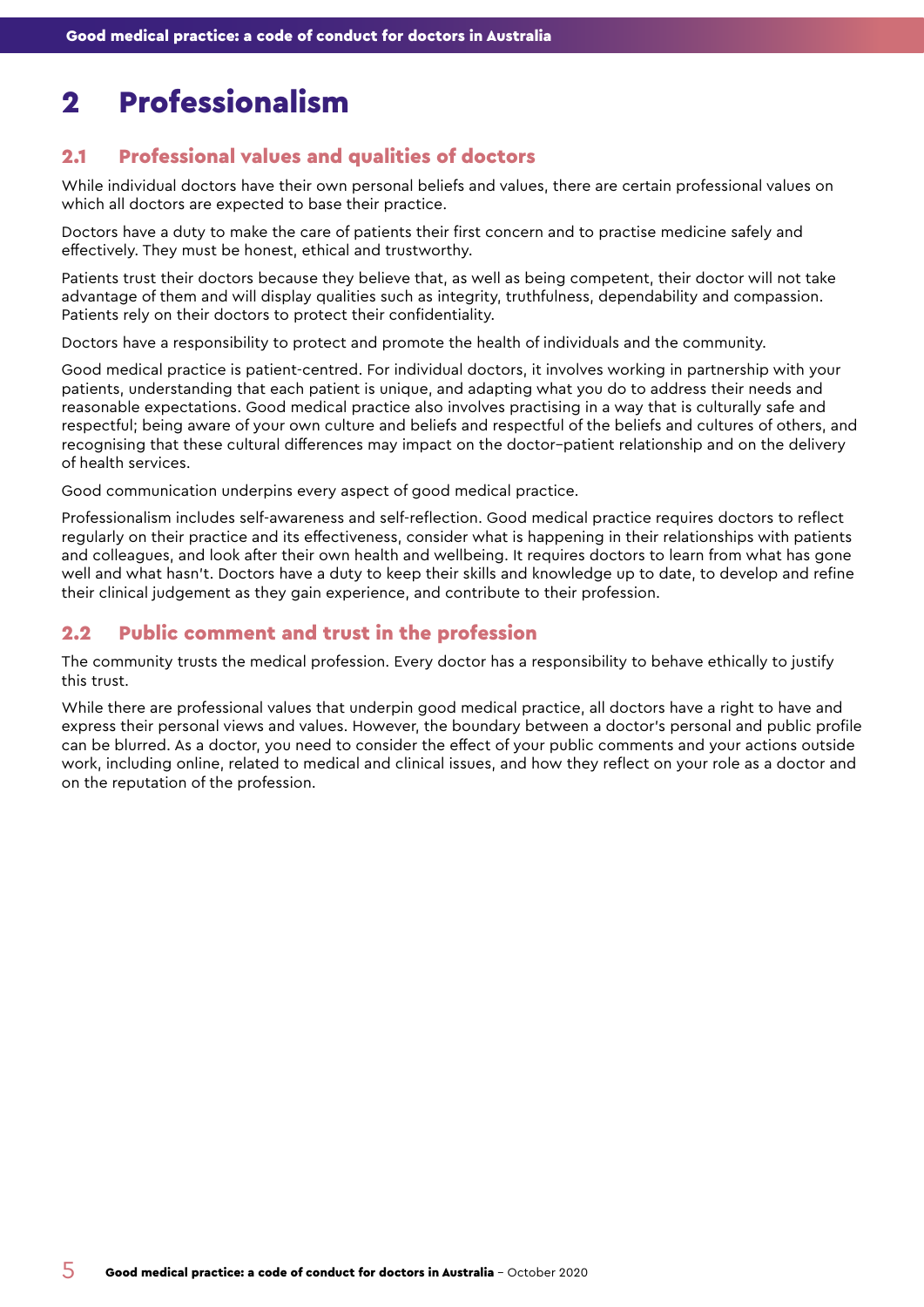# 2 Professionalism

## 2.1 Professional values and qualities of doctors

While individual doctors have their own personal beliefs and values, there are certain professional values on which all doctors are expected to base their practice.

Doctors have a duty to make the care of patients their first concern and to practise medicine safely and effectively. They must be honest, ethical and trustworthy.

Patients trust their doctors because they believe that, as well as being competent, their doctor will not take advantage of them and will display qualities such as integrity, truthfulness, dependability and compassion. Patients rely on their doctors to protect their confidentiality.

Doctors have a responsibility to protect and promote the health of individuals and the community.

Good medical practice is patient-centred. For individual doctors, it involves working in partnership with your patients, understanding that each patient is unique, and adapting what you do to address their needs and reasonable expectations. Good medical practice also involves practising in a way that is culturally safe and respectful; being aware of your own culture and beliefs and respectful of the beliefs and cultures of others, and recognising that these cultural differences may impact on the doctor–patient relationship and on the delivery of health services.

Good communication underpins every aspect of good medical practice.

Professionalism includes self-awareness and self-reflection. Good medical practice requires doctors to reflect regularly on their practice and its effectiveness, consider what is happening in their relationships with patients and colleagues, and look after their own health and wellbeing. It requires doctors to learn from what has gone well and what hasn't. Doctors have a duty to keep their skills and knowledge up to date, to develop and refine their clinical judgement as they gain experience, and contribute to their profession.

## 2.2 Public comment and trust in the profession

The community trusts the medical profession. Every doctor has a responsibility to behave ethically to justify this trust.

While there are professional values that underpin good medical practice, all doctors have a right to have and express their personal views and values. However, the boundary between a doctor's personal and public profile can be blurred. As a doctor, you need to consider the effect of your public comments and your actions outside work, including online, related to medical and clinical issues, and how they reflect on your role as a doctor and on the reputation of the profession.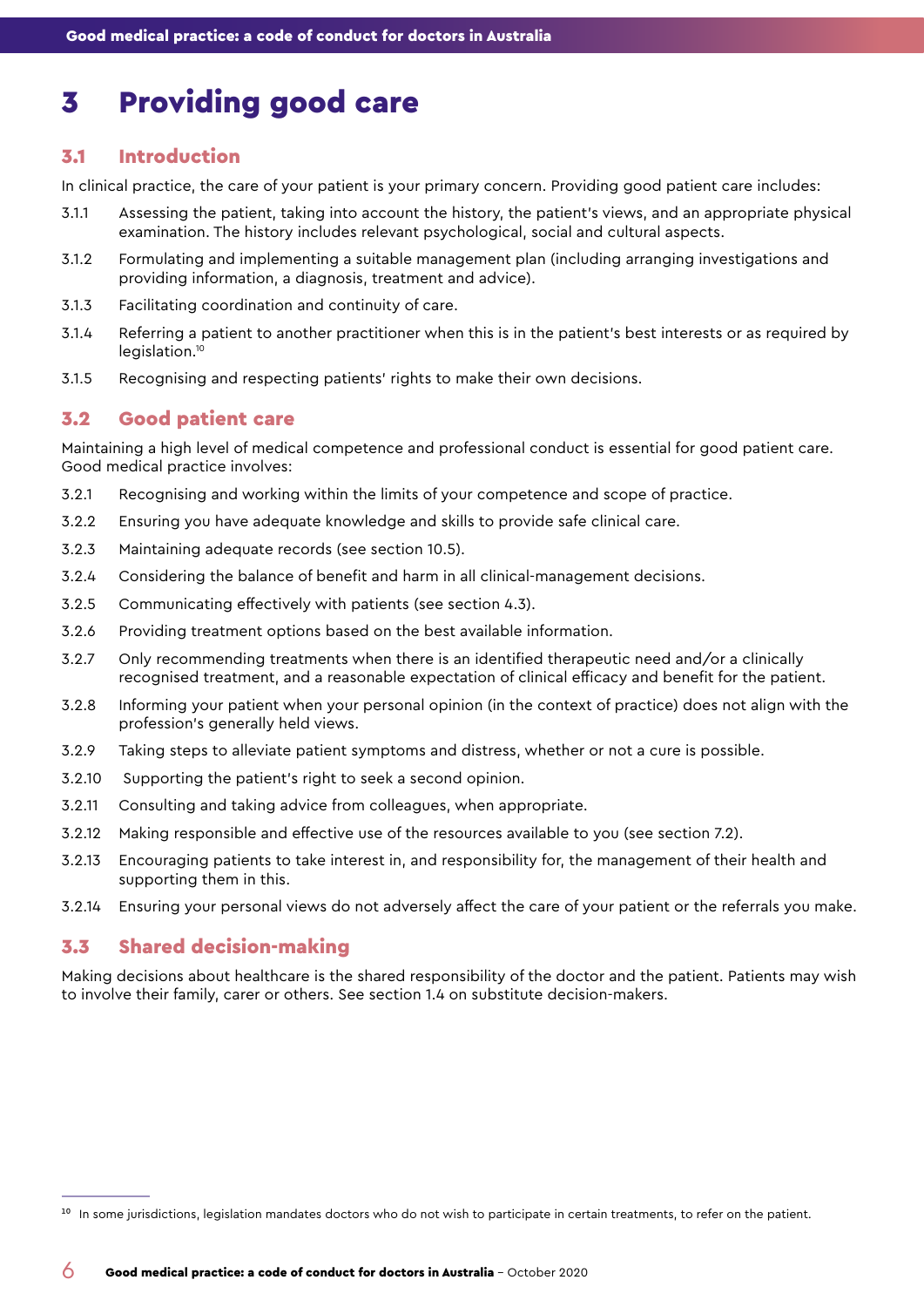# 3 Providing good care

## 3.1 Introduction

In clinical practice, the care of your patient is your primary concern. Providing good patient care includes:

3.1.1 Assessing the patient, taking into account the history, the patient's views, and an appropriate physical examination. The history includes relevant psychological, social and cultural aspects.

3.1.2 Formulating and implementing a suitable management plan (including arranging investigations and providing information, a diagnosis, treatment and advice).

3.1.3 Facilitating coordination and continuity of care.

3.1.4 Referring a patient to another practitioner when this is in the patient's best interests or as required by legislation.[10]

3.1.5 Recognising and respecting patients' rights to make their own decisions.

## 3.2 Good patient care

Maintaining a high level of medical competence and professional conduct is essential for good patient care. Good medical practice involves:

3.2.1 Recognising and working within the limits of your competence and scope of practice.

3.2.2 Ensuring you have adequate knowledge and skills to provide safe clinical care.

3.2.3 Maintaining adequate records (see section 10.5).

3.2.4 Considering the balance of benefit and harm in all clinical-management decisions.

3.2.5 Communicating effectively with patients (see section 4.3).

3.2.6 Providing treatment options based on the best available information.

3.2.7 Only recommending treatments when there is an identified therapeutic need and/or a clinically recognised treatment, and a reasonable expectation of clinical efficacy and benefit for the patient.

3.2.8 Informing your patient when your personal opinion (in the context of practice) does not align with the profession's generally held views.

3.2.9 Taking steps to alleviate patient symptoms and distress, whether or not a cure is possible.

3.2.10 Supporting the patient's right to seek a second opinion.

3.2.11 Consulting and taking advice from colleagues, when appropriate.

3.2.12 Making responsible and effective use of the resources available to you (see section 7.2).

3.2.13 Encouraging patients to take interest in, and responsibility for, the management of their health and supporting them in this.

3.2.14 Ensuring your personal views do not adversely affect the care of your patient or the referrals you make.

## 3.3 Shared decision-making

Making decisions about healthcare is the shared responsibility of the doctor and the patient. Patients may wish to involve their family, carer or others. See section 1.4 on substitute decision-makers.

[10] In some jurisdictions, legislation mandates doctors who do not wish to participate in certain treatments, to refer on the patient.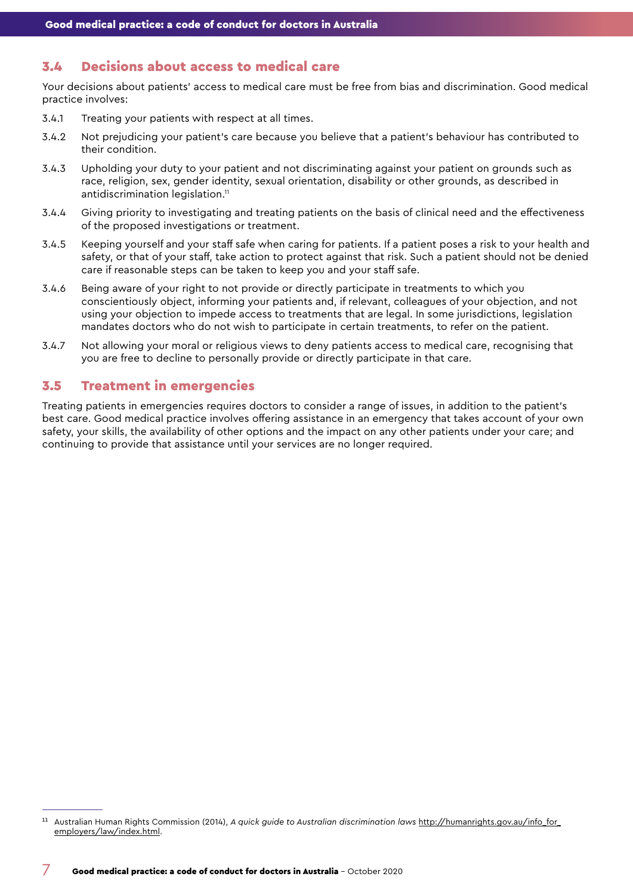## 3.4 Decisions about access to medical care

Your decisions about patients' access to medical care must be free from bias and discrimination. Good medical practice involves:

3.4.1 Treating your patients with respect at all times.

3.4.2 Not prejudicing your patient's care because you believe that a patient's behaviour has contributed to their condition.

3.4.3 Upholding your duty to your patient and not discriminating against your patient on grounds such as race, religion, sex, gender identity, sexual orientation, disability or other grounds, as described in antidiscrimination legislation.[11]

3.4.4 Giving priority to investigating and treating patients on the basis of clinical need and the effectiveness of the proposed investigations or treatment.

3.4.5 Keeping yourself and your staff safe when caring for patients. If a patient poses a risk to your health and safety, or that of your staff, take action to protect against that risk. Such a patient should not be denied care if reasonable steps can be taken to keep you and your staff safe.

3.4.6 Being aware of your right to not provide or directly participate in treatments to which you conscientiously object, informing your patients and, if relevant, colleagues of your objection, and not using your objection to impede access to treatments that are legal. In some jurisdictions, legislation mandates doctors who do not wish to participate in certain treatments, to refer on the patient.

3.4.7 Not allowing your moral or religious views to deny patients access to medical care, recognising that you are free to decline to personally provide or directly participate in that care.

## 3.5 Treatment in emergencies

Treating patients in emergencies requires doctors to consider a range of issues, in addition to the patient's best care. Good medical practice involves offering assistance in an emergency that takes account of your own safety, your skills, the availability of other options and the impact on any other patients under your care; and continuing to provide that assistance until your services are no longer required.

---

[11] Australian Human Rights Commission (2014), *A quick guide to Australian discrimination laws* http://humanrights.gov.au/info_for_employers/law/index.html.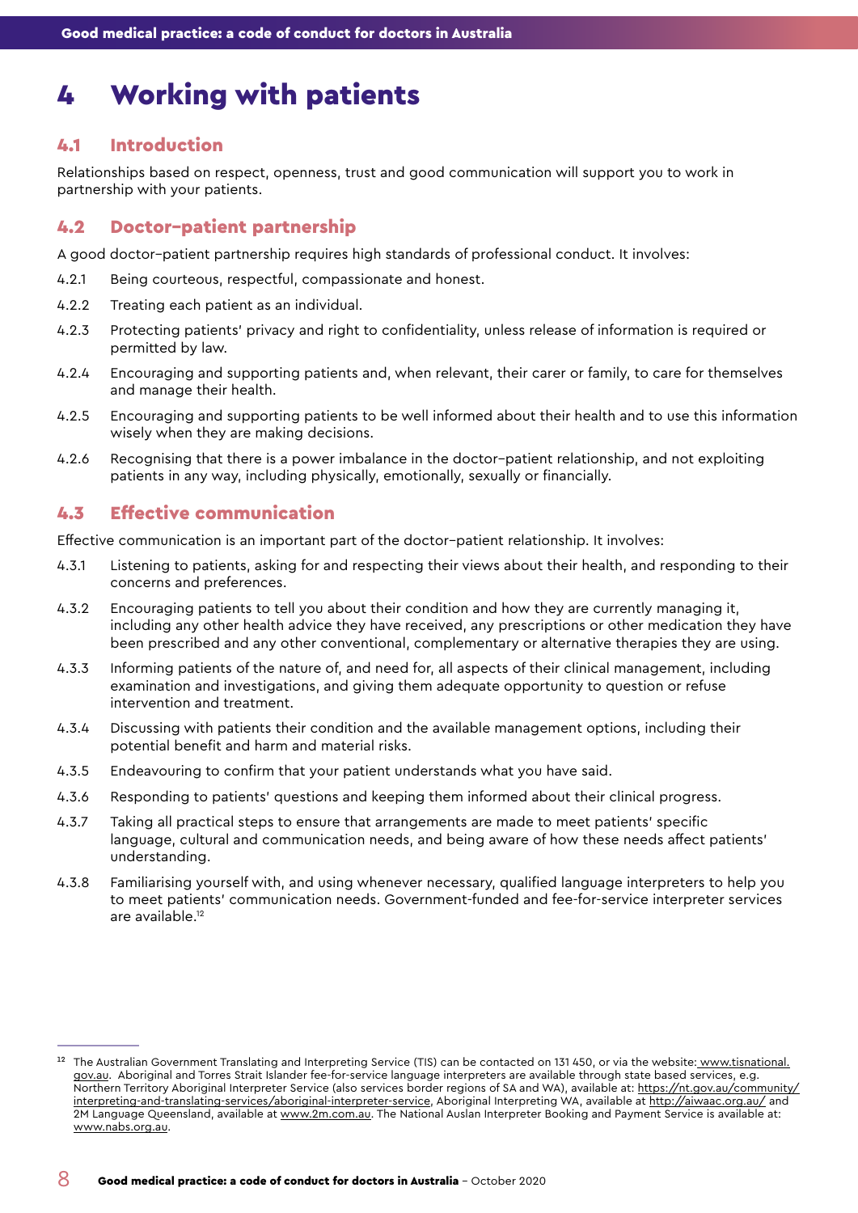# 4 Working with patients

## 4.1 Introduction

Relationships based on respect, openness, trust and good communication will support you to work in partnership with your patients.

## 4.2 Doctor–patient partnership

A good doctor–patient partnership requires high standards of professional conduct. It involves:

4.2.1 Being courteous, respectful, compassionate and honest.

4.2.2 Treating each patient as an individual.

4.2.3 Protecting patients' privacy and right to confidentiality, unless release of information is required or permitted by law.

4.2.4 Encouraging and supporting patients and, when relevant, their carer or family, to care for themselves and manage their health.

4.2.5 Encouraging and supporting patients to be well informed about their health and to use this information wisely when they are making decisions.

4.2.6 Recognising that there is a power imbalance in the doctor–patient relationship, and not exploiting patients in any way, including physically, emotionally, sexually or financially.

## 4.3 Effective communication

Effective communication is an important part of the doctor–patient relationship. It involves:

4.3.1 Listening to patients, asking for and respecting their views about their health, and responding to their concerns and preferences.

4.3.2 Encouraging patients to tell you about their condition and how they are currently managing it, including any other health advice they have received, any prescriptions or other medication they have been prescribed and any other conventional, complementary or alternative therapies they are using.

4.3.3 Informing patients of the nature of, and need for, all aspects of their clinical management, including examination and investigations, and giving them adequate opportunity to question or refuse intervention and treatment.

4.3.4 Discussing with patients their condition and the available management options, including their potential benefit and harm and material risks.

4.3.5 Endeavouring to confirm that your patient understands what you have said.

4.3.6 Responding to patients' questions and keeping them informed about their clinical progress.

4.3.7 Taking all practical steps to ensure that arrangements are made to meet patients' specific language, cultural and communication needs, and being aware of how these needs affect patients' understanding.

4.3.8 Familiarising yourself with, and using whenever necessary, qualified language interpreters to help you to meet patients' communication needs. Government-funded and fee-for-service interpreter services are available.[12]

---

[12] The Australian Government Translating and Interpreting Service (TIS) can be contacted on 131 450, or via the website: www.tisnational.gov.au. Aboriginal and Torres Strait Islander fee-for-service language interpreters are available through state based services, e.g. Northern Territory Aboriginal Interpreter Service (also services border regions of SA and WA), available at: https://nt.gov.au/community/interpreting-and-translating-services/aboriginal-interpreter-service, Aboriginal Interpreting WA, available at http://aiwaac.org.au/ and 2M Language Queensland, available at www.2m.com.au. The National Auslan Interpreter Booking and Payment Service is available at: www.nabs.org.au.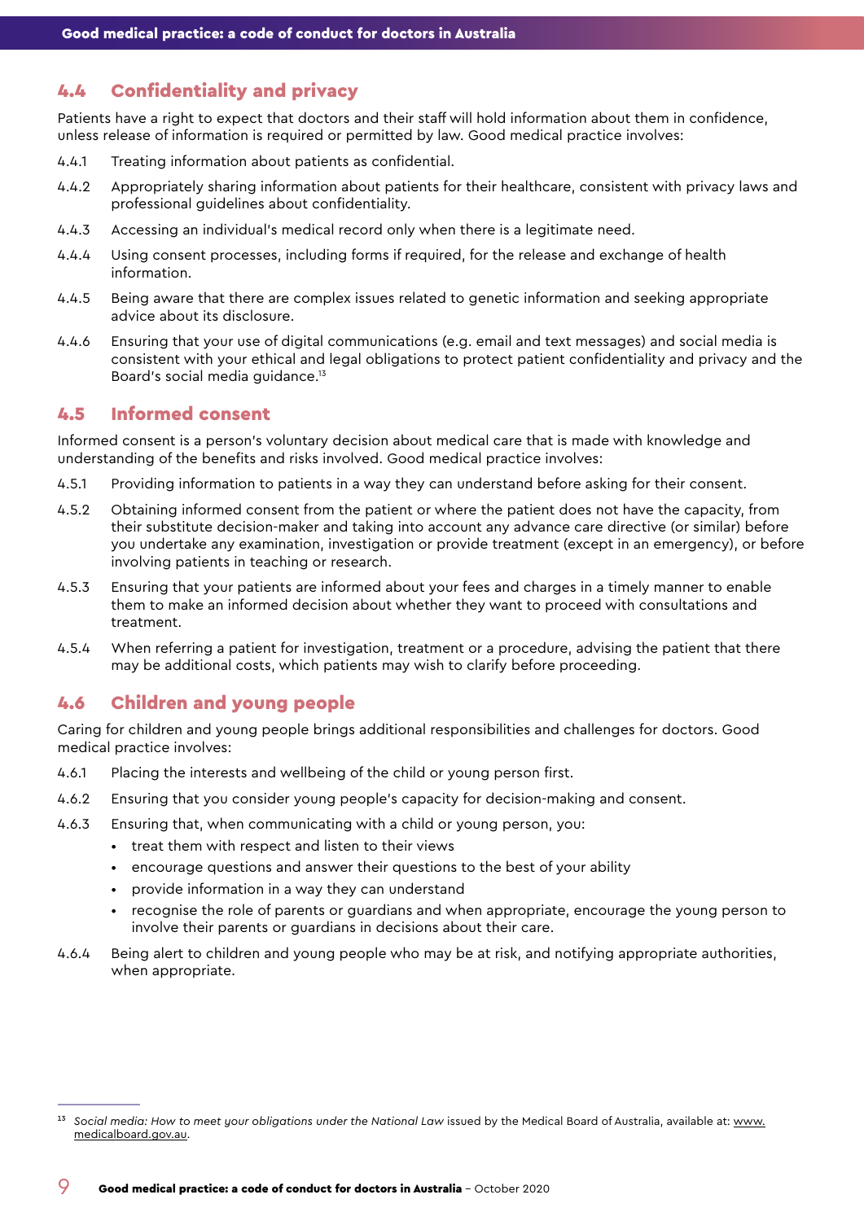## 4.4 Confidentiality and privacy

Patients have a right to expect that doctors and their staff will hold information about them in confidence, unless release of information is required or permitted by law. Good medical practice involves:

4.4.1 Treating information about patients as confidential.

4.4.2 Appropriately sharing information about patients for their healthcare, consistent with privacy laws and professional guidelines about confidentiality.

4.4.3 Accessing an individual's medical record only when there is a legitimate need.

4.4.4 Using consent processes, including forms if required, for the release and exchange of health information.

4.4.5 Being aware that there are complex issues related to genetic information and seeking appropriate advice about its disclosure.

4.4.6 Ensuring that your use of digital communications (e.g. email and text messages) and social media is consistent with your ethical and legal obligations to protect patient confidentiality and privacy and the Board's social media guidance.[13]

## 4.5 Informed consent

Informed consent is a person's voluntary decision about medical care that is made with knowledge and understanding of the benefits and risks involved. Good medical practice involves:

4.5.1 Providing information to patients in a way they can understand before asking for their consent.

4.5.2 Obtaining informed consent from the patient or where the patient does not have the capacity, from their substitute decision-maker and taking into account any advance care directive (or similar) before you undertake any examination, investigation or provide treatment (except in an emergency), or before involving patients in teaching or research.

4.5.3 Ensuring that your patients are informed about your fees and charges in a timely manner to enable them to make an informed decision about whether they want to proceed with consultations and treatment.

4.5.4 When referring a patient for investigation, treatment or a procedure, advising the patient that there may be additional costs, which patients may wish to clarify before proceeding.

## 4.6 Children and young people

Caring for children and young people brings additional responsibilities and challenges for doctors. Good medical practice involves:

4.6.1 Placing the interests and wellbeing of the child or young person first.

4.6.2 Ensuring that you consider young people's capacity for decision-making and consent.

4.6.3 Ensuring that, when communicating with a child or young person, you:

- treat them with respect and listen to their views
- encourage questions and answer their questions to the best of your ability
- provide information in a way they can understand
- recognise the role of parents or guardians and when appropriate, encourage the young person to involve their parents or guardians in decisions about their care.

4.6.4 Being alert to children and young people who may be at risk, and notifying appropriate authorities, when appropriate.

---

[13] *Social media: How to meet your obligations under the National Law* issued by the Medical Board of Australia, available at: www.medicalboard.gov.au.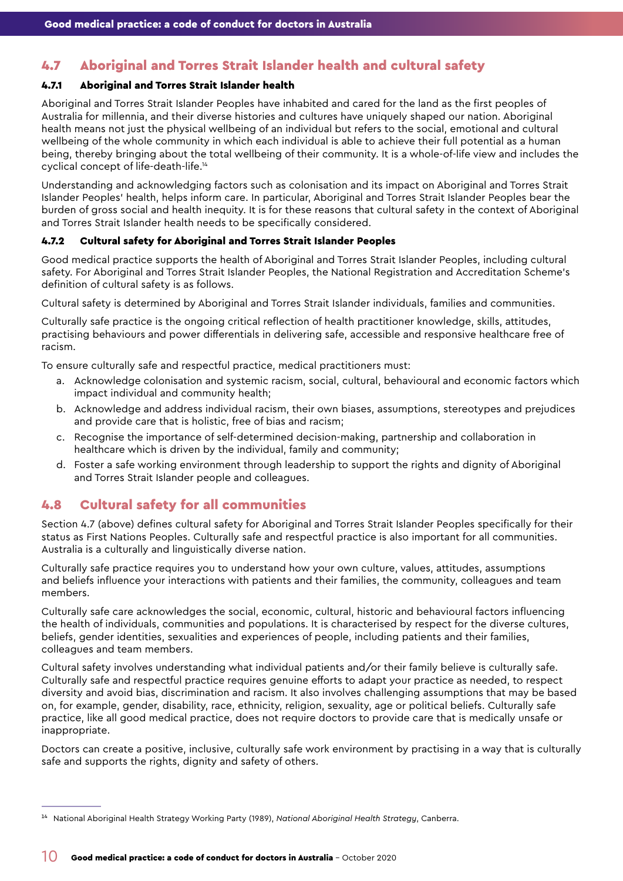## 4.7 Aboriginal and Torres Strait Islander health and cultural safety

### 4.7.1 Aboriginal and Torres Strait Islander health

Aboriginal and Torres Strait Islander Peoples have inhabited and cared for the land as the first peoples of Australia for millennia, and their diverse histories and cultures have uniquely shaped our nation. Aboriginal health means not just the physical wellbeing of an individual but refers to the social, emotional and cultural wellbeing of the whole community in which each individual is able to achieve their full potential as a human being, thereby bringing about the total wellbeing of their community. It is a whole-of-life view and includes the cyclical concept of life-death-life.[14]

Understanding and acknowledging factors such as colonisation and its impact on Aboriginal and Torres Strait Islander Peoples' health, helps inform care. In particular, Aboriginal and Torres Strait Islander Peoples bear the burden of gross social and health inequity. It is for these reasons that cultural safety in the context of Aboriginal and Torres Strait Islander health needs to be specifically considered.

### 4.7.2 Cultural safety for Aboriginal and Torres Strait Islander Peoples

Good medical practice supports the health of Aboriginal and Torres Strait Islander Peoples, including cultural safety. For Aboriginal and Torres Strait Islander Peoples, the National Registration and Accreditation Scheme's definition of cultural safety is as follows.

Cultural safety is determined by Aboriginal and Torres Strait Islander individuals, families and communities.

Culturally safe practice is the ongoing critical reflection of health practitioner knowledge, skills, attitudes, practising behaviours and power differentials in delivering safe, accessible and responsive healthcare free of racism.

To ensure culturally safe and respectful practice, medical practitioners must:

a. Acknowledge colonisation and systemic racism, social, cultural, behavioural and economic factors which impact individual and community health;
b. Acknowledge and address individual racism, their own biases, assumptions, stereotypes and prejudices and provide care that is holistic, free of bias and racism;
c. Recognise the importance of self-determined decision-making, partnership and collaboration in healthcare which is driven by the individual, family and community;
d. Foster a safe working environment through leadership to support the rights and dignity of Aboriginal and Torres Strait Islander people and colleagues.

## 4.8 Cultural safety for all communities

Section 4.7 (above) defines cultural safety for Aboriginal and Torres Strait Islander Peoples specifically for their status as First Nations Peoples. Culturally safe and respectful practice is also important for all communities. Australia is a culturally and linguistically diverse nation.

Culturally safe practice requires you to understand how your own culture, values, attitudes, assumptions and beliefs influence your interactions with patients and their families, the community, colleagues and team members.

Culturally safe care acknowledges the social, economic, cultural, historic and behavioural factors influencing the health of individuals, communities and populations. It is characterised by respect for the diverse cultures, beliefs, gender identities, sexualities and experiences of people, including patients and their families, colleagues and team members.

Cultural safety involves understanding what individual patients and/or their family believe is culturally safe. Culturally safe and respectful practice requires genuine efforts to adapt your practice as needed, to respect diversity and avoid bias, discrimination and racism. It also involves challenging assumptions that may be based on, for example, gender, disability, race, ethnicity, religion, sexuality, age or political beliefs. Culturally safe practice, like all good medical practice, does not require doctors to provide care that is medically unsafe or inappropriate.

Doctors can create a positive, inclusive, culturally safe work environment by practising in a way that is culturally safe and supports the rights, dignity and safety of others.

---

[14] National Aboriginal Health Strategy Working Party (1989), *National Aboriginal Health Strategy*, Canberra.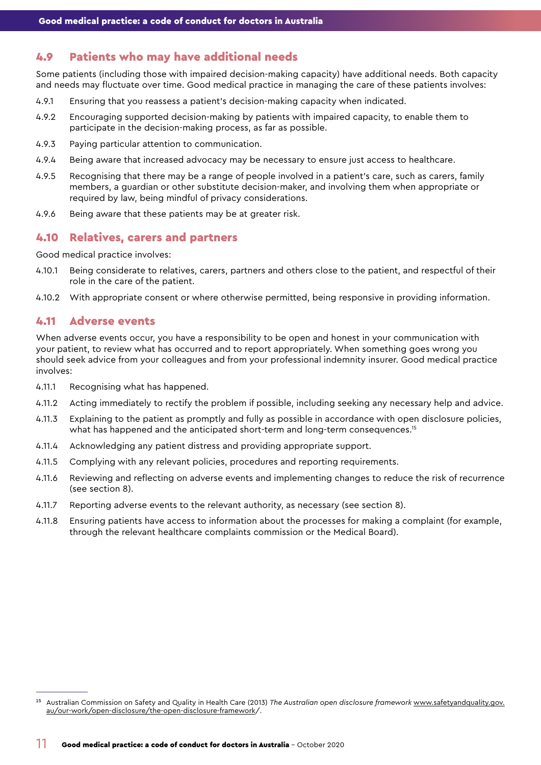## 4.9 Patients who may have additional needs

Some patients (including those with impaired decision-making capacity) have additional needs. Both capacity and needs may fluctuate over time. Good medical practice in managing the care of these patients involves:

4.9.1 Ensuring that you reassess a patient's decision-making capacity when indicated.

4.9.2 Encouraging supported decision-making by patients with impaired capacity, to enable them to participate in the decision-making process, as far as possible.

4.9.3 Paying particular attention to communication.

4.9.4 Being aware that increased advocacy may be necessary to ensure just access to healthcare.

4.9.5 Recognising that there may be a range of people involved in a patient's care, such as carers, family members, a guardian or other substitute decision-maker, and involving them when appropriate or required by law, being mindful of privacy considerations.

4.9.6 Being aware that these patients may be at greater risk.

## 4.10 Relatives, carers and partners

Good medical practice involves:

4.10.1 Being considerate to relatives, carers, partners and others close to the patient, and respectful of their role in the care of the patient.

4.10.2 With appropriate consent or where otherwise permitted, being responsive in providing information.

## 4.11 Adverse events

When adverse events occur, you have a responsibility to be open and honest in your communication with your patient, to review what has occurred and to report appropriately. When something goes wrong you should seek advice from your colleagues and from your professional indemnity insurer. Good medical practice involves:

4.11.1 Recognising what has happened.

4.11.2 Acting immediately to rectify the problem if possible, including seeking any necessary help and advice.

4.11.3 Explaining to the patient as promptly and fully as possible in accordance with open disclosure policies, what has happened and the anticipated short-term and long-term consequences.[15]

4.11.4 Acknowledging any patient distress and providing appropriate support.

4.11.5 Complying with any relevant policies, procedures and reporting requirements.

4.11.6 Reviewing and reflecting on adverse events and implementing changes to reduce the risk of recurrence (see section 8).

4.11.7 Reporting adverse events to the relevant authority, as necessary (see section 8).

4.11.8 Ensuring patients have access to information about the processes for making a complaint (for example, through the relevant healthcare complaints commission or the Medical Board).

---

[15] Australian Commission on Safety and Quality in Health Care (2013) *The Australian open disclosure framework* www.safetyandquality.gov.au/our-work/open-disclosure/the-open-disclosure-framework/.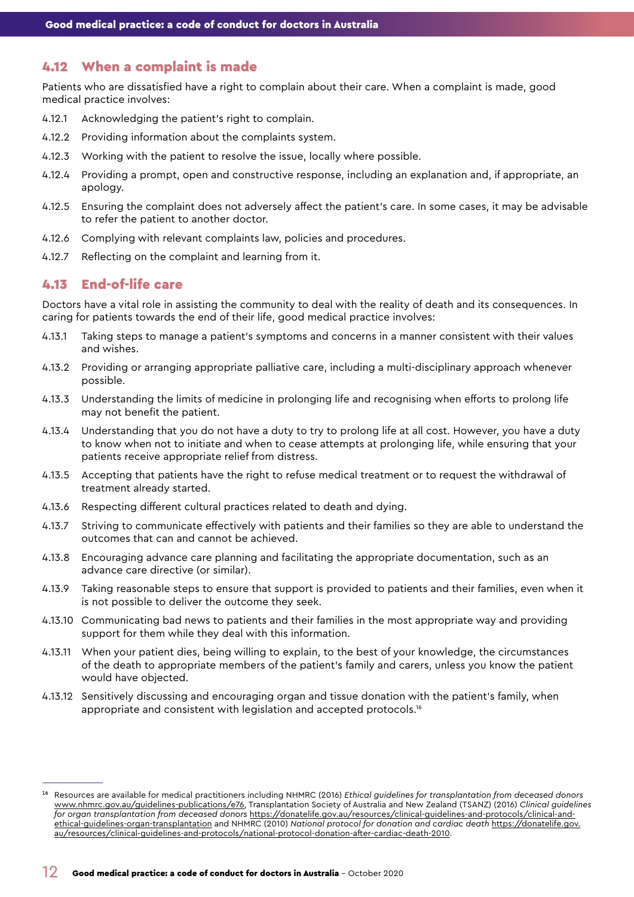## 4.12 When a complaint is made

Patients who are dissatisfied have a right to complain about their care. When a complaint is made, good medical practice involves:

4.12.1 Acknowledging the patient's right to complain.

4.12.2 Providing information about the complaints system.

4.12.3 Working with the patient to resolve the issue, locally where possible.

4.12.4 Providing a prompt, open and constructive response, including an explanation and, if appropriate, an apology.

4.12.5 Ensuring the complaint does not adversely affect the patient's care. In some cases, it may be advisable to refer the patient to another doctor.

4.12.6 Complying with relevant complaints law, policies and procedures.

4.12.7 Reflecting on the complaint and learning from it.

## 4.13 End-of-life care

Doctors have a vital role in assisting the community to deal with the reality of death and its consequences. In caring for patients towards the end of their life, good medical practice involves:

4.13.1 Taking steps to manage a patient's symptoms and concerns in a manner consistent with their values and wishes.

4.13.2 Providing or arranging appropriate palliative care, including a multi-disciplinary approach whenever possible.

4.13.3 Understanding the limits of medicine in prolonging life and recognising when efforts to prolong life may not benefit the patient.

4.13.4 Understanding that you do not have a duty to try to prolong life at all cost. However, you have a duty to know when not to initiate and when to cease attempts at prolonging life, while ensuring that your patients receive appropriate relief from distress.

4.13.5 Accepting that patients have the right to refuse medical treatment or to request the withdrawal of treatment already started.

4.13.6 Respecting different cultural practices related to death and dying.

4.13.7 Striving to communicate effectively with patients and their families so they are able to understand the outcomes that can and cannot be achieved.

4.13.8 Encouraging advance care planning and facilitating the appropriate documentation, such as an advance care directive (or similar).

4.13.9 Taking reasonable steps to ensure that support is provided to patients and their families, even when it is not possible to deliver the outcome they seek.

4.13.10 Communicating bad news to patients and their families in the most appropriate way and providing support for them while they deal with this information.

4.13.11 When your patient dies, being willing to explain, to the best of your knowledge, the circumstances of the death to appropriate members of the patient's family and carers, unless you know the patient would have objected.

4.13.12 Sensitively discussing and encouraging organ and tissue donation with the patient's family, when appropriate and consistent with legislation and accepted protocols.[16]

---

[16] Resources are available for medical practitioners including NHMRC (2016) *Ethical guidelines for transplantation from deceased donors* www.nhmrc.gov.au/guidelines-publications/e76, Transplantation Society of Australia and New Zealand (TSANZ) (2016) *Clinical guidelines for organ transplantation from deceased donors* https://donatelife.gov.au/resources/clinical-guidelines-and-protocols/clinical-and-ethical-guidelines-organ-transplantation and NHMRC (2010) *National protocol for donation and cardiac death* https://donatelife.gov.au/resources/clinical-guidelines-and-protocols/national-protocol-donation-after-cardiac-death-2010.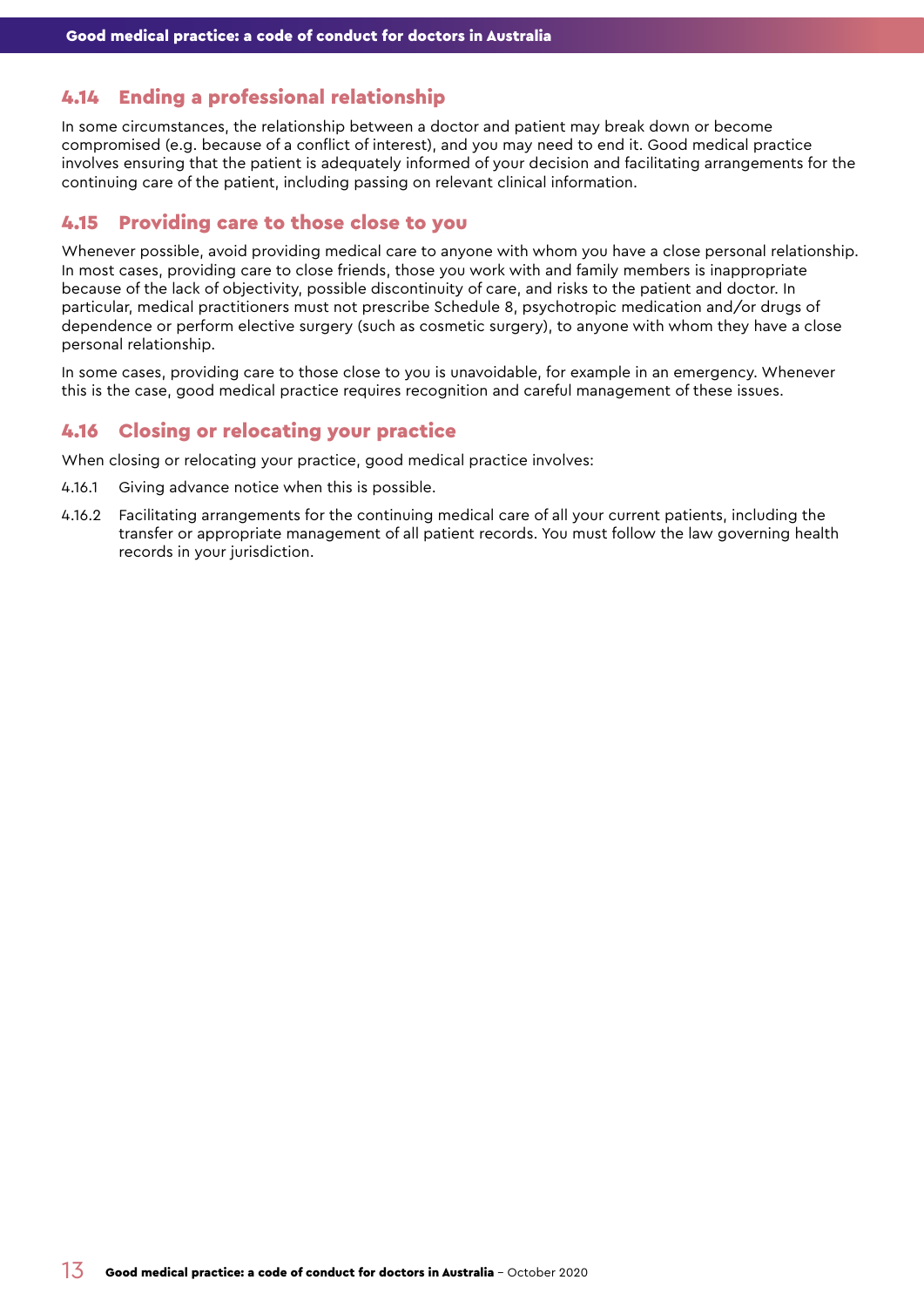### 4.14 Ending a professional relationship

In some circumstances, the relationship between a doctor and patient may break down or become compromised (e.g. because of a conflict of interest), and you may need to end it. Good medical practice involves ensuring that the patient is adequately informed of your decision and facilitating arrangements for the continuing care of the patient, including passing on relevant clinical information.

### 4.15 Providing care to those close to you

Whenever possible, avoid providing medical care to anyone with whom you have a close personal relationship. In most cases, providing care to close friends, those you work with and family members is inappropriate because of the lack of objectivity, possible discontinuity of care, and risks to the patient and doctor. In particular, medical practitioners must not prescribe Schedule 8, psychotropic medication and/or drugs of dependence or perform elective surgery (such as cosmetic surgery), to anyone with whom they have a close personal relationship.

In some cases, providing care to those close to you is unavoidable, for example in an emergency. Whenever this is the case, good medical practice requires recognition and careful management of these issues.

### 4.16 Closing or relocating your practice

When closing or relocating your practice, good medical practice involves:

4.16.1 Giving advance notice when this is possible.

4.16.2 Facilitating arrangements for the continuing medical care of all your current patients, including the transfer or appropriate management of all patient records. You must follow the law governing health records in your jurisdiction.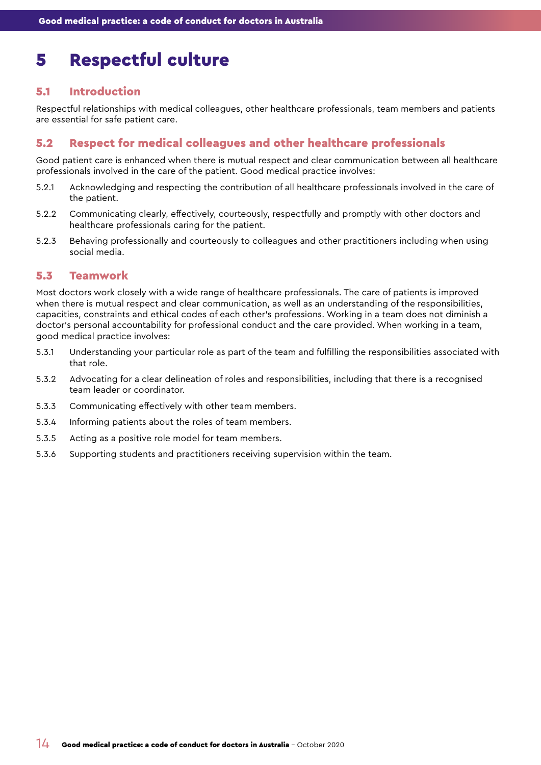# 5 Respectful culture

## 5.1 Introduction

Respectful relationships with medical colleagues, other healthcare professionals, team members and patients are essential for safe patient care.

## 5.2 Respect for medical colleagues and other healthcare professionals

Good patient care is enhanced when there is mutual respect and clear communication between all healthcare professionals involved in the care of the patient. Good medical practice involves:

5.2.1 Acknowledging and respecting the contribution of all healthcare professionals involved in the care of the patient.

5.2.2 Communicating clearly, effectively, courteously, respectfully and promptly with other doctors and healthcare professionals caring for the patient.

5.2.3 Behaving professionally and courteously to colleagues and other practitioners including when using social media.

## 5.3 Teamwork

Most doctors work closely with a wide range of healthcare professionals. The care of patients is improved when there is mutual respect and clear communication, as well as an understanding of the responsibilities, capacities, constraints and ethical codes of each other's professions. Working in a team does not diminish a doctor's personal accountability for professional conduct and the care provided. When working in a team, good medical practice involves:

5.3.1 Understanding your particular role as part of the team and fulfilling the responsibilities associated with that role.

5.3.2 Advocating for a clear delineation of roles and responsibilities, including that there is a recognised team leader or coordinator.

5.3.3 Communicating effectively with other team members.

5.3.4 Informing patients about the roles of team members.

5.3.5 Acting as a positive role model for team members.

5.3.6 Supporting students and practitioners receiving supervision within the team.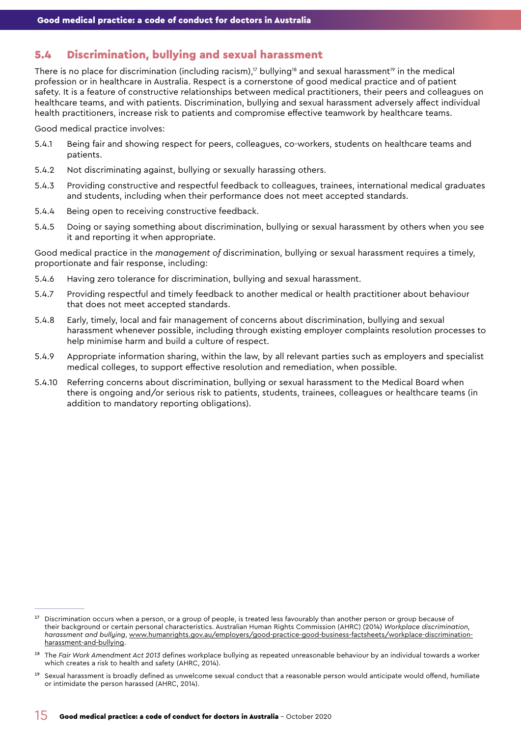## 5.4 Discrimination, bullying and sexual harassment

There is no place for discrimination (including racism),[17] bullying[18] and sexual harassment[19] in the medical profession or in healthcare in Australia. Respect is a cornerstone of good medical practice and of patient safety. It is a feature of constructive relationships between medical practitioners, their peers and colleagues on healthcare teams, and with patients. Discrimination, bullying and sexual harassment adversely affect individual health practitioners, increase risk to patients and compromise effective teamwork by healthcare teams.

Good medical practice involves:

- 5.4.1 Being fair and showing respect for peers, colleagues, co-workers, students on healthcare teams and patients.
- 5.4.2 Not discriminating against, bullying or sexually harassing others.
- 5.4.3 Providing constructive and respectful feedback to colleagues, trainees, international medical graduates and students, including when their performance does not meet accepted standards.
- 5.4.4 Being open to receiving constructive feedback.
- 5.4.5 Doing or saying something about discrimination, bullying or sexual harassment by others when you see it and reporting it when appropriate.

Good medical practice in the *management of* discrimination, bullying or sexual harassment requires a timely, proportionate and fair response, including:

- 5.4.6 Having zero tolerance for discrimination, bullying and sexual harassment.
- 5.4.7 Providing respectful and timely feedback to another medical or health practitioner about behaviour that does not meet accepted standards.
- 5.4.8 Early, timely, local and fair management of concerns about discrimination, bullying and sexual harassment whenever possible, including through existing employer complaints resolution processes to help minimise harm and build a culture of respect.
- 5.4.9 Appropriate information sharing, within the law, by all relevant parties such as employers and specialist medical colleges, to support effective resolution and remediation, when possible.
- 5.4.10 Referring concerns about discrimination, bullying or sexual harassment to the Medical Board when there is ongoing and/or serious risk to patients, students, trainees, colleagues or healthcare teams (in addition to mandatory reporting obligations).

---

[17] Discrimination occurs when a person, or a group of people, is treated less favourably than another person or group because of their background or certain personal characteristics. Australian Human Rights Commission (AHRC) (2014) *Workplace discrimination, harassment and bullying*, www.humanrights.gov.au/employers/good-practice-good-business-factsheets/workplace-discrimination-harassment-and-bullying.

[18] The *Fair Work Amendment Act 2013* defines workplace bullying as repeated unreasonable behaviour by an individual towards a worker which creates a risk to health and safety (AHRC, 2014).

[19] Sexual harassment is broadly defined as unwelcome sexual conduct that a reasonable person would anticipate would offend, humiliate or intimidate the person harassed (AHRC, 2014).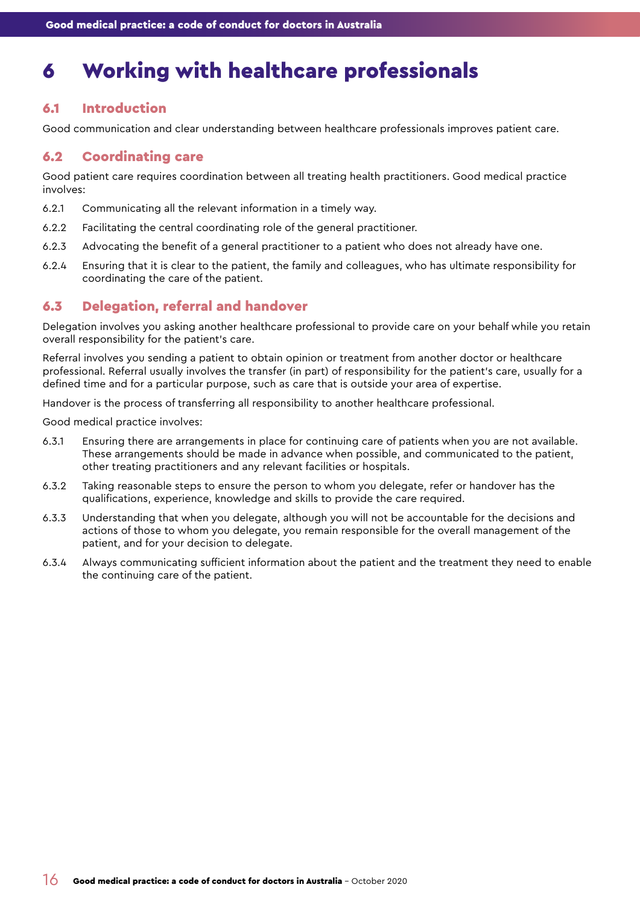# 6 Working with healthcare professionals

## 6.1 Introduction

Good communication and clear understanding between healthcare professionals improves patient care.

## 6.2 Coordinating care

Good patient care requires coordination between all treating health practitioners. Good medical practice involves:

6.2.1 Communicating all the relevant information in a timely way.

6.2.2 Facilitating the central coordinating role of the general practitioner.

6.2.3 Advocating the benefit of a general practitioner to a patient who does not already have one.

6.2.4 Ensuring that it is clear to the patient, the family and colleagues, who has ultimate responsibility for coordinating the care of the patient.

## 6.3 Delegation, referral and handover

Delegation involves you asking another healthcare professional to provide care on your behalf while you retain overall responsibility for the patient's care.

Referral involves you sending a patient to obtain opinion or treatment from another doctor or healthcare professional. Referral usually involves the transfer (in part) of responsibility for the patient's care, usually for a defined time and for a particular purpose, such as care that is outside your area of expertise.

Handover is the process of transferring all responsibility to another healthcare professional.

Good medical practice involves:

6.3.1 Ensuring there are arrangements in place for continuing care of patients when you are not available. These arrangements should be made in advance when possible, and communicated to the patient, other treating practitioners and any relevant facilities or hospitals.

6.3.2 Taking reasonable steps to ensure the person to whom you delegate, refer or handover has the qualifications, experience, knowledge and skills to provide the care required.

6.3.3 Understanding that when you delegate, although you will not be accountable for the decisions and actions of those to whom you delegate, you remain responsible for the overall management of the patient, and for your decision to delegate.

6.3.4 Always communicating sufficient information about the patient and the treatment they need to enable the continuing care of the patient.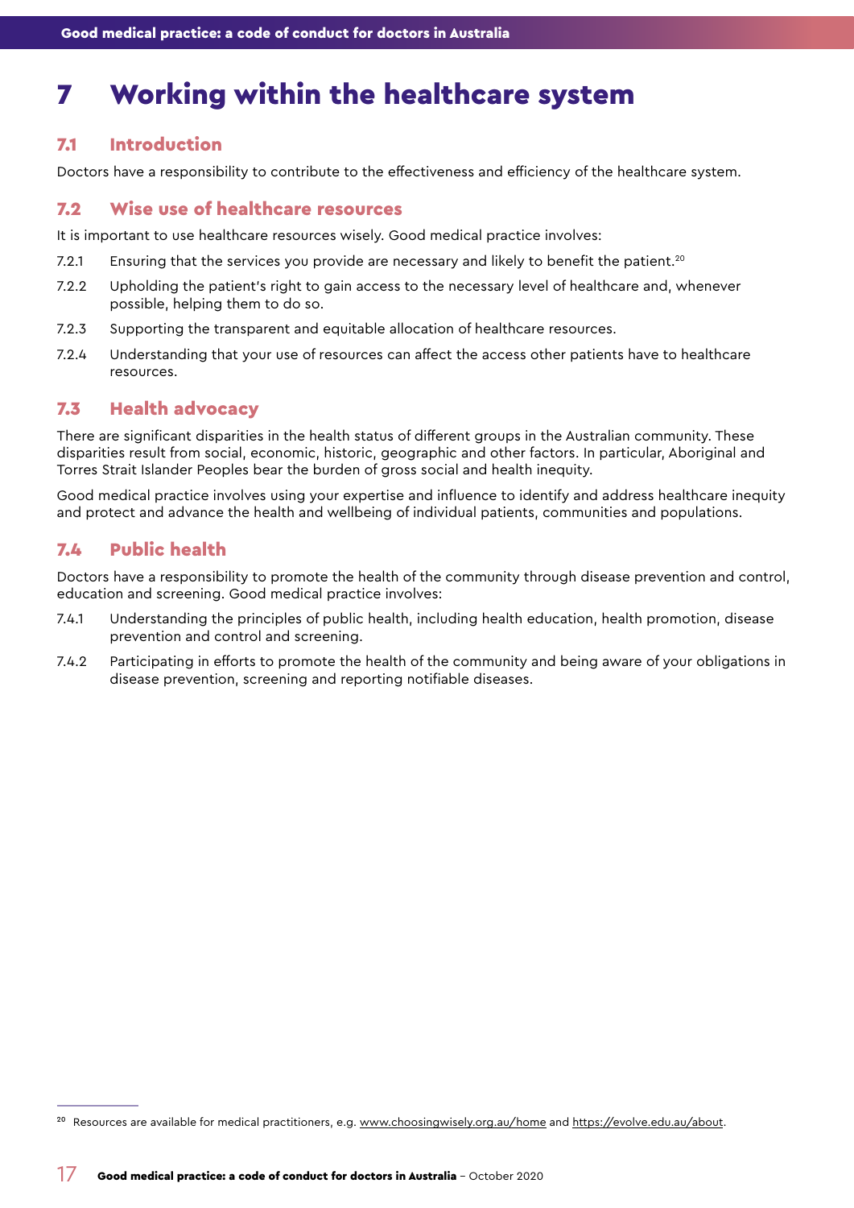# 7 Working within the healthcare system

## 7.1 Introduction

Doctors have a responsibility to contribute to the effectiveness and efficiency of the healthcare system.

## 7.2 Wise use of healthcare resources

It is important to use healthcare resources wisely. Good medical practice involves:

7.2.1 Ensuring that the services you provide are necessary and likely to benefit the patient.[20]

7.2.2 Upholding the patient's right to gain access to the necessary level of healthcare and, whenever possible, helping them to do so.

7.2.3 Supporting the transparent and equitable allocation of healthcare resources.

7.2.4 Understanding that your use of resources can affect the access other patients have to healthcare resources.

## 7.3 Health advocacy

There are significant disparities in the health status of different groups in the Australian community. These disparities result from social, economic, historic, geographic and other factors. In particular, Aboriginal and Torres Strait Islander Peoples bear the burden of gross social and health inequity.

Good medical practice involves using your expertise and influence to identify and address healthcare inequity and protect and advance the health and wellbeing of individual patients, communities and populations.

## 7.4 Public health

Doctors have a responsibility to promote the health of the community through disease prevention and control, education and screening. Good medical practice involves:

7.4.1 Understanding the principles of public health, including health education, health promotion, disease prevention and control and screening.

7.4.2 Participating in efforts to promote the health of the community and being aware of your obligations in disease prevention, screening and reporting notifiable diseases.

---

[20] Resources are available for medical practitioners, e.g. www.choosingwisely.org.au/home and https://evolve.edu.au/about.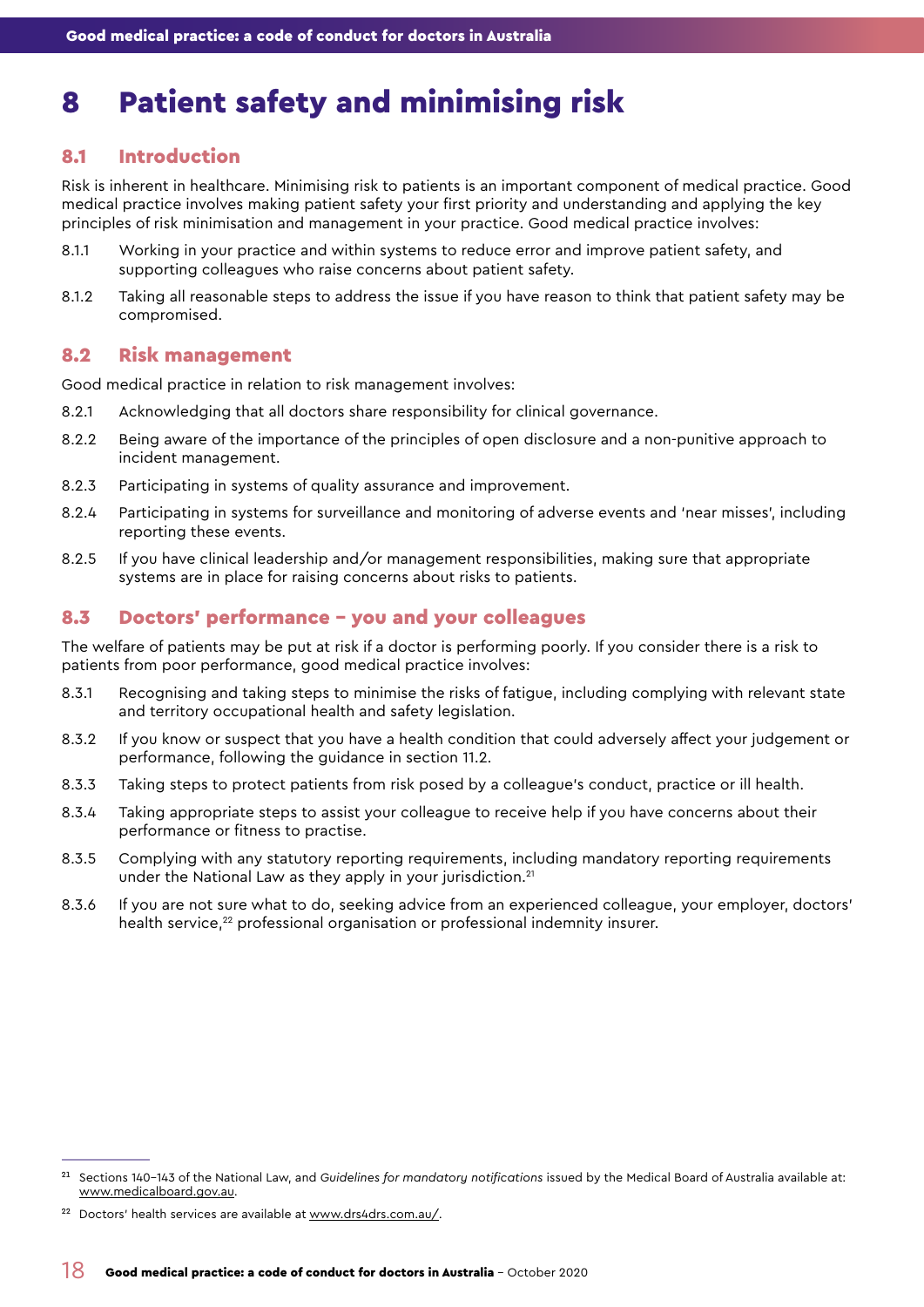# 8 Patient safety and minimising risk

## 8.1 Introduction

Risk is inherent in healthcare. Minimising risk to patients is an important component of medical practice. Good medical practice involves making patient safety your first priority and understanding and applying the key principles of risk minimisation and management in your practice. Good medical practice involves:

8.1.1 Working in your practice and within systems to reduce error and improve patient safety, and supporting colleagues who raise concerns about patient safety.

8.1.2 Taking all reasonable steps to address the issue if you have reason to think that patient safety may be compromised.

## 8.2 Risk management

Good medical practice in relation to risk management involves:

8.2.1 Acknowledging that all doctors share responsibility for clinical governance.

8.2.2 Being aware of the importance of the principles of open disclosure and a non-punitive approach to incident management.

8.2.3 Participating in systems of quality assurance and improvement.

8.2.4 Participating in systems for surveillance and monitoring of adverse events and 'near misses', including reporting these events.

8.2.5 If you have clinical leadership and/or management responsibilities, making sure that appropriate systems are in place for raising concerns about risks to patients.

## 8.3 Doctors' performance – you and your colleagues

The welfare of patients may be put at risk if a doctor is performing poorly. If you consider there is a risk to patients from poor performance, good medical practice involves:

8.3.1 Recognising and taking steps to minimise the risks of fatigue, including complying with relevant state and territory occupational health and safety legislation.

8.3.2 If you know or suspect that you have a health condition that could adversely affect your judgement or performance, following the guidance in section 11.2.

8.3.3 Taking steps to protect patients from risk posed by a colleague's conduct, practice or ill health.

8.3.4 Taking appropriate steps to assist your colleague to receive help if you have concerns about their performance or fitness to practise.

8.3.5 Complying with any statutory reporting requirements, including mandatory reporting requirements under the National Law as they apply in your jurisdiction.[21]

8.3.6 If you are not sure what to do, seeking advice from an experienced colleague, your employer, doctors' health service,[22] professional organisation or professional indemnity insurer.

---

[21] Sections 140–143 of the National Law, and *Guidelines for mandatory notifications* issued by the Medical Board of Australia available at: www.medicalboard.gov.au.

[22] Doctors' health services are available at www.drs4drs.com.au/.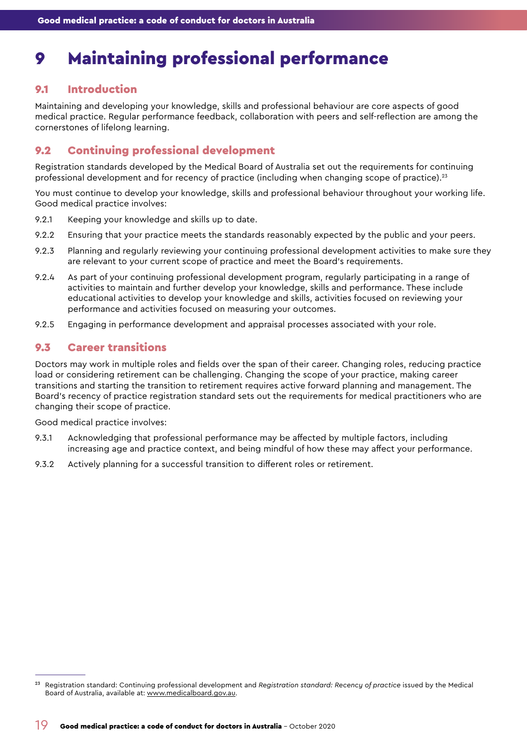# 9 Maintaining professional performance

## 9.1 Introduction

Maintaining and developing your knowledge, skills and professional behaviour are core aspects of good medical practice. Regular performance feedback, collaboration with peers and self-reflection are among the cornerstones of lifelong learning.

## 9.2 Continuing professional development

Registration standards developed by the Medical Board of Australia set out the requirements for continuing professional development and for recency of practice (including when changing scope of practice).[23]

You must continue to develop your knowledge, skills and professional behaviour throughout your working life. Good medical practice involves:

9.2.1 Keeping your knowledge and skills up to date.

9.2.2 Ensuring that your practice meets the standards reasonably expected by the public and your peers.

9.2.3 Planning and regularly reviewing your continuing professional development activities to make sure they are relevant to your current scope of practice and meet the Board's requirements.

9.2.4 As part of your continuing professional development program, regularly participating in a range of activities to maintain and further develop your knowledge, skills and performance. These include educational activities to develop your knowledge and skills, activities focused on reviewing your performance and activities focused on measuring your outcomes.

9.2.5 Engaging in performance development and appraisal processes associated with your role.

## 9.3 Career transitions

Doctors may work in multiple roles and fields over the span of their career. Changing roles, reducing practice load or considering retirement can be challenging. Changing the scope of your practice, making career transitions and starting the transition to retirement requires active forward planning and management. The Board's recency of practice registration standard sets out the requirements for medical practitioners who are changing their scope of practice.

Good medical practice involves:

9.3.1 Acknowledging that professional performance may be affected by multiple factors, including increasing age and practice context, and being mindful of how these may affect your performance.

9.3.2 Actively planning for a successful transition to different roles or retirement.

---

[23] Registration standard: Continuing professional development and *Registration standard: Recency of practice* issued by the Medical Board of Australia, available at: www.medicalboard.gov.au.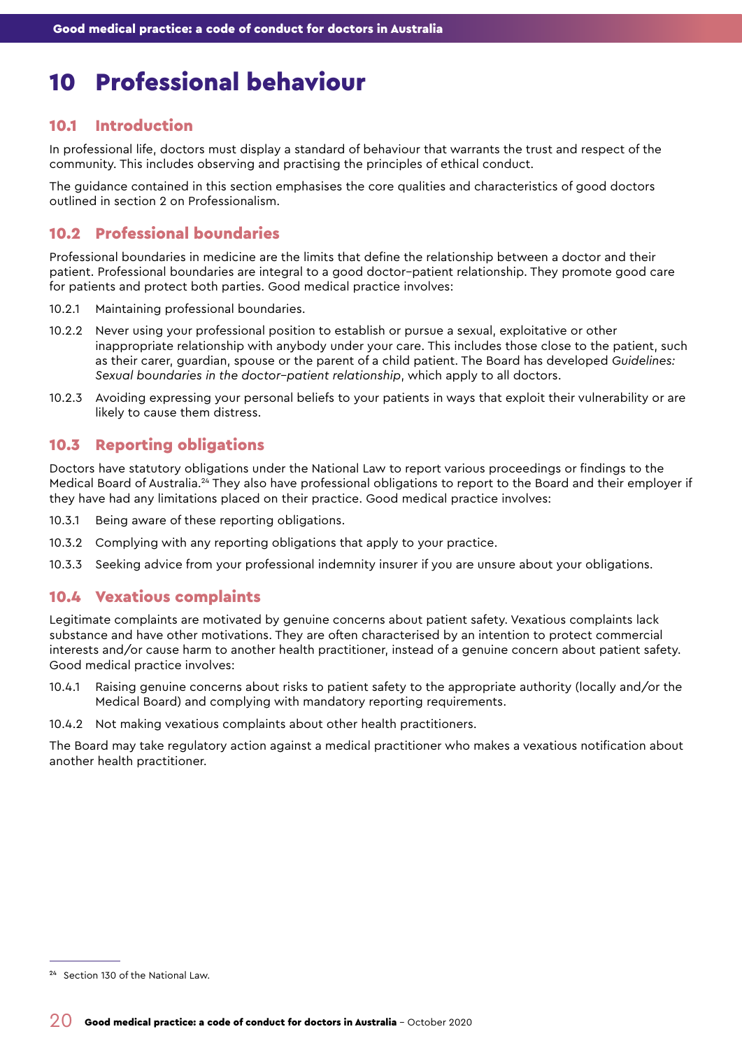# 10 Professional behaviour

## 10.1 Introduction

In professional life, doctors must display a standard of behaviour that warrants the trust and respect of the community. This includes observing and practising the principles of ethical conduct.

The guidance contained in this section emphasises the core qualities and characteristics of good doctors outlined in section 2 on Professionalism.

## 10.2 Professional boundaries

Professional boundaries in medicine are the limits that define the relationship between a doctor and their patient. Professional boundaries are integral to a good doctor–patient relationship. They promote good care for patients and protect both parties. Good medical practice involves:

10.2.1 Maintaining professional boundaries.

10.2.2 Never using your professional position to establish or pursue a sexual, exploitative or other inappropriate relationship with anybody under your care. This includes those close to the patient, such as their carer, guardian, spouse or the parent of a child patient. The Board has developed *Guidelines: Sexual boundaries in the doctor–patient relationship*, which apply to all doctors.

10.2.3 Avoiding expressing your personal beliefs to your patients in ways that exploit their vulnerability or are likely to cause them distress.

## 10.3 Reporting obligations

Doctors have statutory obligations under the National Law to report various proceedings or findings to the Medical Board of Australia.[24] They also have professional obligations to report to the Board and their employer if they have had any limitations placed on their practice. Good medical practice involves:

10.3.1 Being aware of these reporting obligations.

10.3.2 Complying with any reporting obligations that apply to your practice.

10.3.3 Seeking advice from your professional indemnity insurer if you are unsure about your obligations.

## 10.4 Vexatious complaints

Legitimate complaints are motivated by genuine concerns about patient safety. Vexatious complaints lack substance and have other motivations. They are often characterised by an intention to protect commercial interests and/or cause harm to another health practitioner, instead of a genuine concern about patient safety. Good medical practice involves:

10.4.1 Raising genuine concerns about risks to patient safety to the appropriate authority (locally and/or the Medical Board) and complying with mandatory reporting requirements.

10.4.2 Not making vexatious complaints about other health practitioners.

The Board may take regulatory action against a medical practitioner who makes a vexatious notification about another health practitioner.

---

[24] Section 130 of the National Law.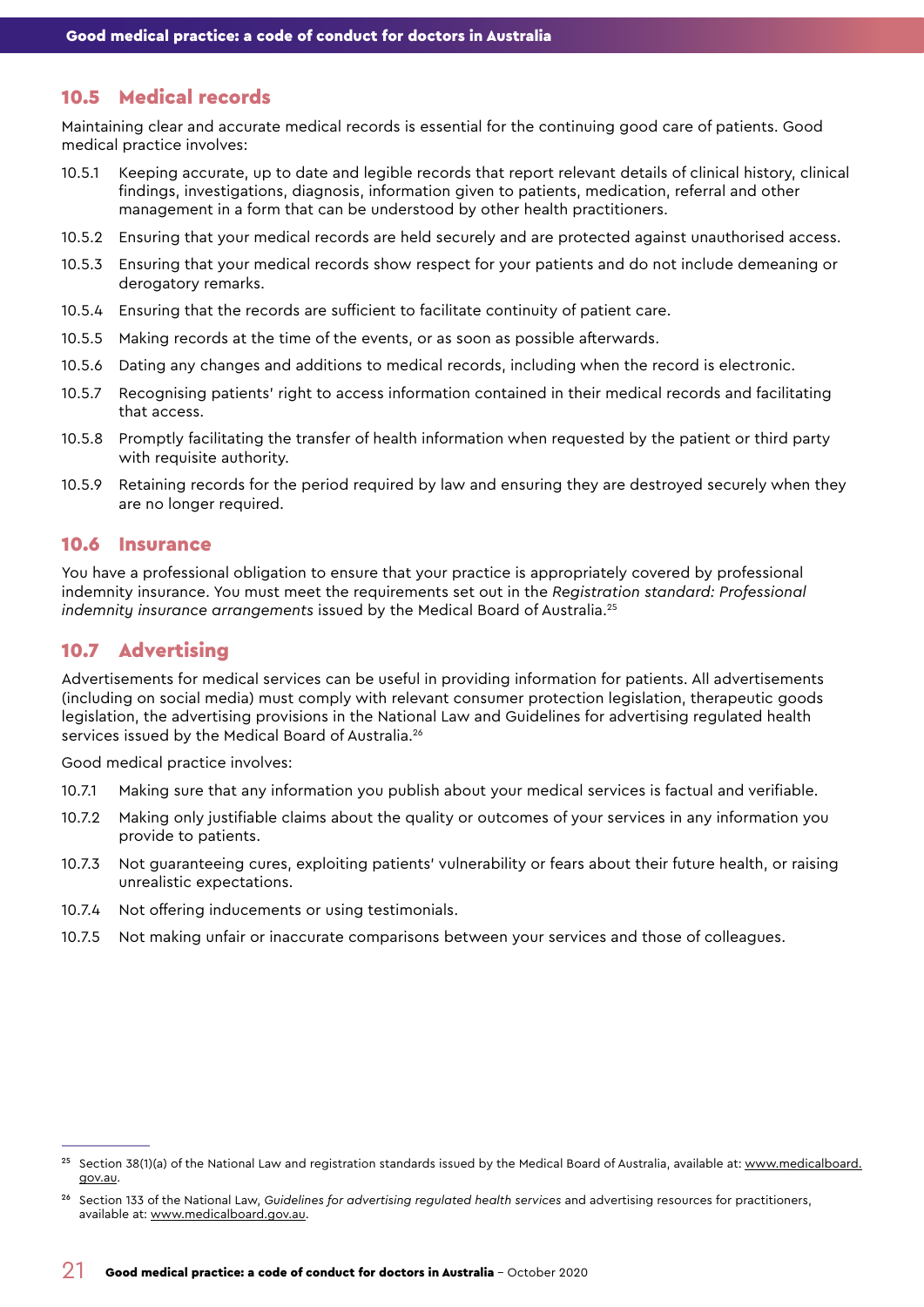## 10.5 Medical records

Maintaining clear and accurate medical records is essential for the continuing good care of patients. Good medical practice involves:

10.5.1 Keeping accurate, up to date and legible records that report relevant details of clinical history, clinical findings, investigations, diagnosis, information given to patients, medication, referral and other management in a form that can be understood by other health practitioners.

10.5.2 Ensuring that your medical records are held securely and are protected against unauthorised access.

10.5.3 Ensuring that your medical records show respect for your patients and do not include demeaning or derogatory remarks.

10.5.4 Ensuring that the records are sufficient to facilitate continuity of patient care.

10.5.5 Making records at the time of the events, or as soon as possible afterwards.

10.5.6 Dating any changes and additions to medical records, including when the record is electronic.

10.5.7 Recognising patients' right to access information contained in their medical records and facilitating that access.

10.5.8 Promptly facilitating the transfer of health information when requested by the patient or third party with requisite authority.

10.5.9 Retaining records for the period required by law and ensuring they are destroyed securely when they are no longer required.

## 10.6 Insurance

You have a professional obligation to ensure that your practice is appropriately covered by professional indemnity insurance. You must meet the requirements set out in the *Registration standard: Professional indemnity insurance arrangements* issued by the Medical Board of Australia.[25]

## 10.7 Advertising

Advertisements for medical services can be useful in providing information for patients. All advertisements (including on social media) must comply with relevant consumer protection legislation, therapeutic goods legislation, the advertising provisions in the National Law and Guidelines for advertising regulated health services issued by the Medical Board of Australia.[26]

Good medical practice involves:

10.7.1 Making sure that any information you publish about your medical services is factual and verifiable.

10.7.2 Making only justifiable claims about the quality or outcomes of your services in any information you provide to patients.

10.7.3 Not guaranteeing cures, exploiting patients' vulnerability or fears about their future health, or raising unrealistic expectations.

10.7.4 Not offering inducements or using testimonials.

10.7.5 Not making unfair or inaccurate comparisons between your services and those of colleagues.

---

[25] Section 38(1)(a) of the National Law and registration standards issued by the Medical Board of Australia, available at: www.medicalboard.gov.au.

[26] Section 133 of the National Law, *Guidelines for advertising regulated health services* and advertising resources for practitioners, available at: www.medicalboard.gov.au.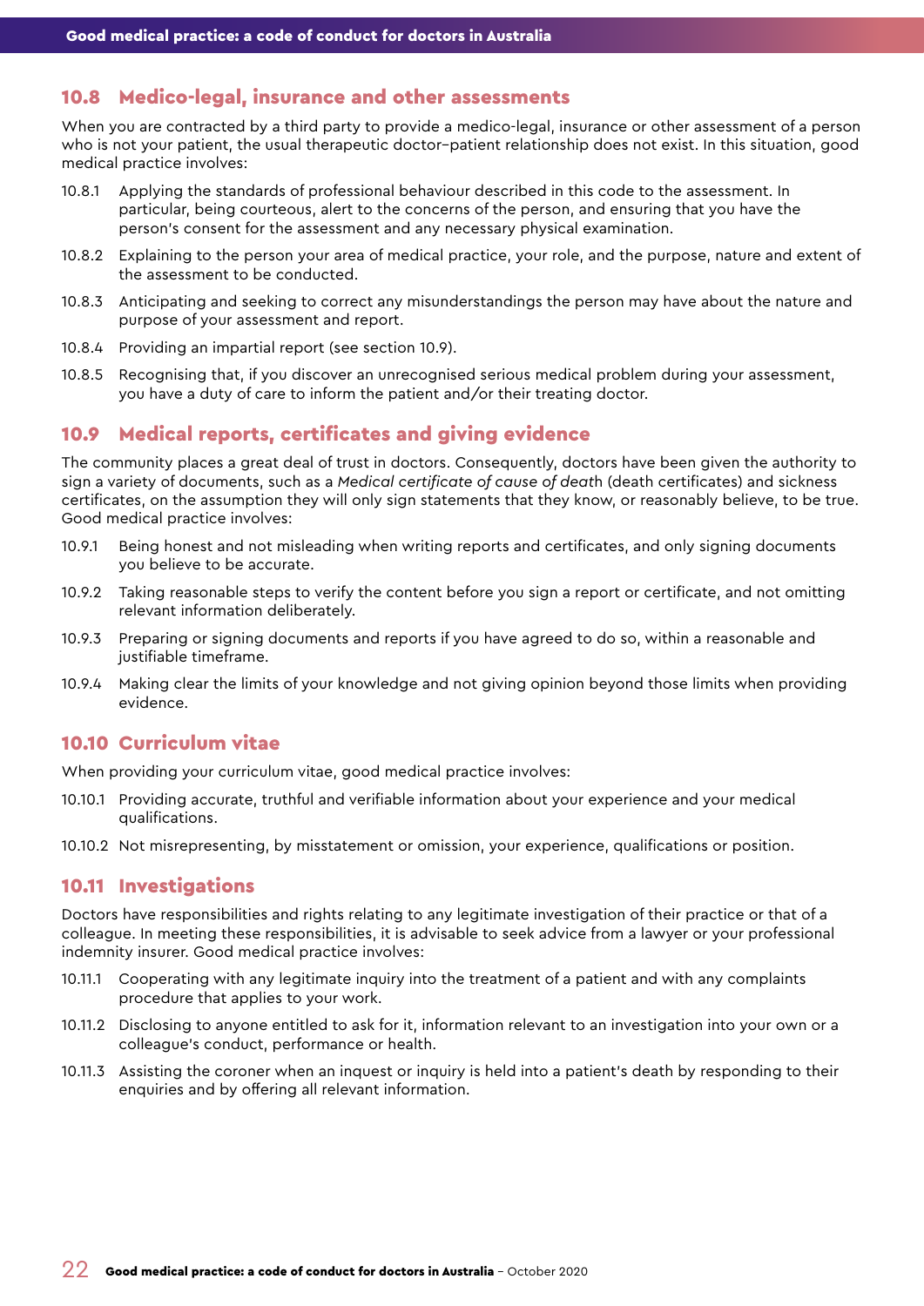## 10.8 Medico-legal, insurance and other assessments

When you are contracted by a third party to provide a medico-legal, insurance or other assessment of a person who is not your patient, the usual therapeutic doctor–patient relationship does not exist. In this situation, good medical practice involves:

10.8.1 Applying the standards of professional behaviour described in this code to the assessment. In particular, being courteous, alert to the concerns of the person, and ensuring that you have the person's consent for the assessment and any necessary physical examination.

10.8.2 Explaining to the person your area of medical practice, your role, and the purpose, nature and extent of the assessment to be conducted.

10.8.3 Anticipating and seeking to correct any misunderstandings the person may have about the nature and purpose of your assessment and report.

10.8.4 Providing an impartial report (see section 10.9).

10.8.5 Recognising that, if you discover an unrecognised serious medical problem during your assessment, you have a duty of care to inform the patient and/or their treating doctor.

## 10.9 Medical reports, certificates and giving evidence

The community places a great deal of trust in doctors. Consequently, doctors have been given the authority to sign a variety of documents, such as a *Medical certificate of cause of death* (death certificates) and sickness certificates, on the assumption they will only sign statements that they know, or reasonably believe, to be true. Good medical practice involves:

10.9.1 Being honest and not misleading when writing reports and certificates, and only signing documents you believe to be accurate.

10.9.2 Taking reasonable steps to verify the content before you sign a report or certificate, and not omitting relevant information deliberately.

10.9.3 Preparing or signing documents and reports if you have agreed to do so, within a reasonable and justifiable timeframe.

10.9.4 Making clear the limits of your knowledge and not giving opinion beyond those limits when providing evidence.

## 10.10 Curriculum vitae

When providing your curriculum vitae, good medical practice involves:

10.10.1 Providing accurate, truthful and verifiable information about your experience and your medical qualifications.

10.10.2 Not misrepresenting, by misstatement or omission, your experience, qualifications or position.

## 10.11 Investigations

Doctors have responsibilities and rights relating to any legitimate investigation of their practice or that of a colleague. In meeting these responsibilities, it is advisable to seek advice from a lawyer or your professional indemnity insurer. Good medical practice involves:

10.11.1 Cooperating with any legitimate inquiry into the treatment of a patient and with any complaints procedure that applies to your work.

10.11.2 Disclosing to anyone entitled to ask for it, information relevant to an investigation into your own or a colleague's conduct, performance or health.

10.11.3 Assisting the coroner when an inquest or inquiry is held into a patient's death by responding to their enquiries and by offering all relevant information.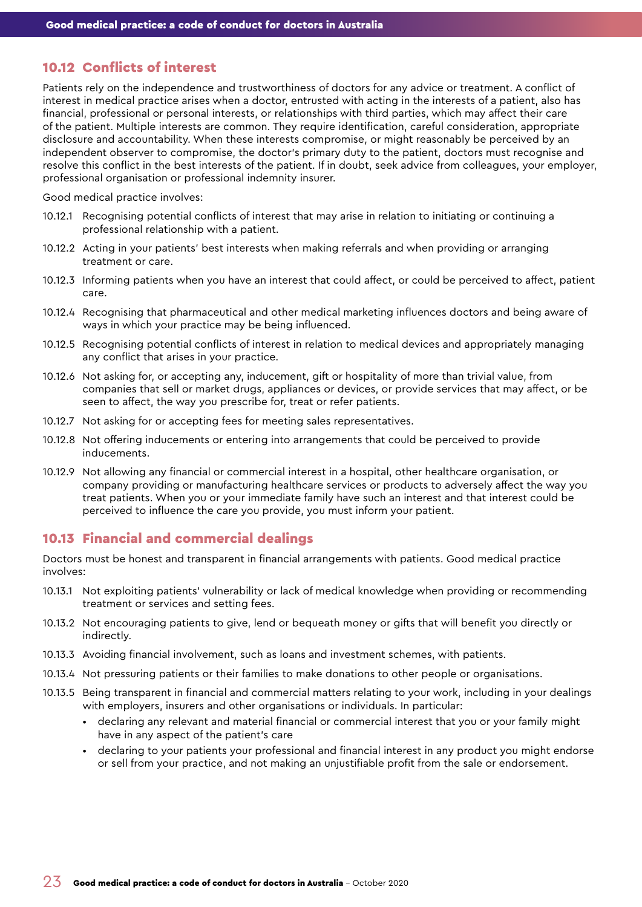## 10.12 Conflicts of interest

Patients rely on the independence and trustworthiness of doctors for any advice or treatment. A conflict of interest in medical practice arises when a doctor, entrusted with acting in the interests of a patient, also has financial, professional or personal interests, or relationships with third parties, which may affect their care of the patient. Multiple interests are common. They require identification, careful consideration, appropriate disclosure and accountability. When these interests compromise, or might reasonably be perceived by an independent observer to compromise, the doctor's primary duty to the patient, doctors must recognise and resolve this conflict in the best interests of the patient. If in doubt, seek advice from colleagues, your employer, professional organisation or professional indemnity insurer.

Good medical practice involves:

- 10.12.1 Recognising potential conflicts of interest that may arise in relation to initiating or continuing a professional relationship with a patient.
- 10.12.2 Acting in your patients' best interests when making referrals and when providing or arranging treatment or care.
- 10.12.3 Informing patients when you have an interest that could affect, or could be perceived to affect, patient care.
- 10.12.4 Recognising that pharmaceutical and other medical marketing influences doctors and being aware of ways in which your practice may be being influenced.
- 10.12.5 Recognising potential conflicts of interest in relation to medical devices and appropriately managing any conflict that arises in your practice.
- 10.12.6 Not asking for, or accepting any, inducement, gift or hospitality of more than trivial value, from companies that sell or market drugs, appliances or devices, or provide services that may affect, or be seen to affect, the way you prescribe for, treat or refer patients.
- 10.12.7 Not asking for or accepting fees for meeting sales representatives.
- 10.12.8 Not offering inducements or entering into arrangements that could be perceived to provide inducements.
- 10.12.9 Not allowing any financial or commercial interest in a hospital, other healthcare organisation, or company providing or manufacturing healthcare services or products to adversely affect the way you treat patients. When you or your immediate family have such an interest and that interest could be perceived to influence the care you provide, you must inform your patient.

## 10.13 Financial and commercial dealings

Doctors must be honest and transparent in financial arrangements with patients. Good medical practice involves:

- 10.13.1 Not exploiting patients' vulnerability or lack of medical knowledge when providing or recommending treatment or services and setting fees.
- 10.13.2 Not encouraging patients to give, lend or bequeath money or gifts that will benefit you directly or indirectly.
- 10.13.3 Avoiding financial involvement, such as loans and investment schemes, with patients.
- 10.13.4 Not pressuring patients or their families to make donations to other people or organisations.
- 10.13.5 Being transparent in financial and commercial matters relating to your work, including in your dealings with employers, insurers and other organisations or individuals. In particular:
  - declaring any relevant and material financial or commercial interest that you or your family might have in any aspect of the patient's care
  - declaring to your patients your professional and financial interest in any product you might endorse or sell from your practice, and not making an unjustifiable profit from the sale or endorsement.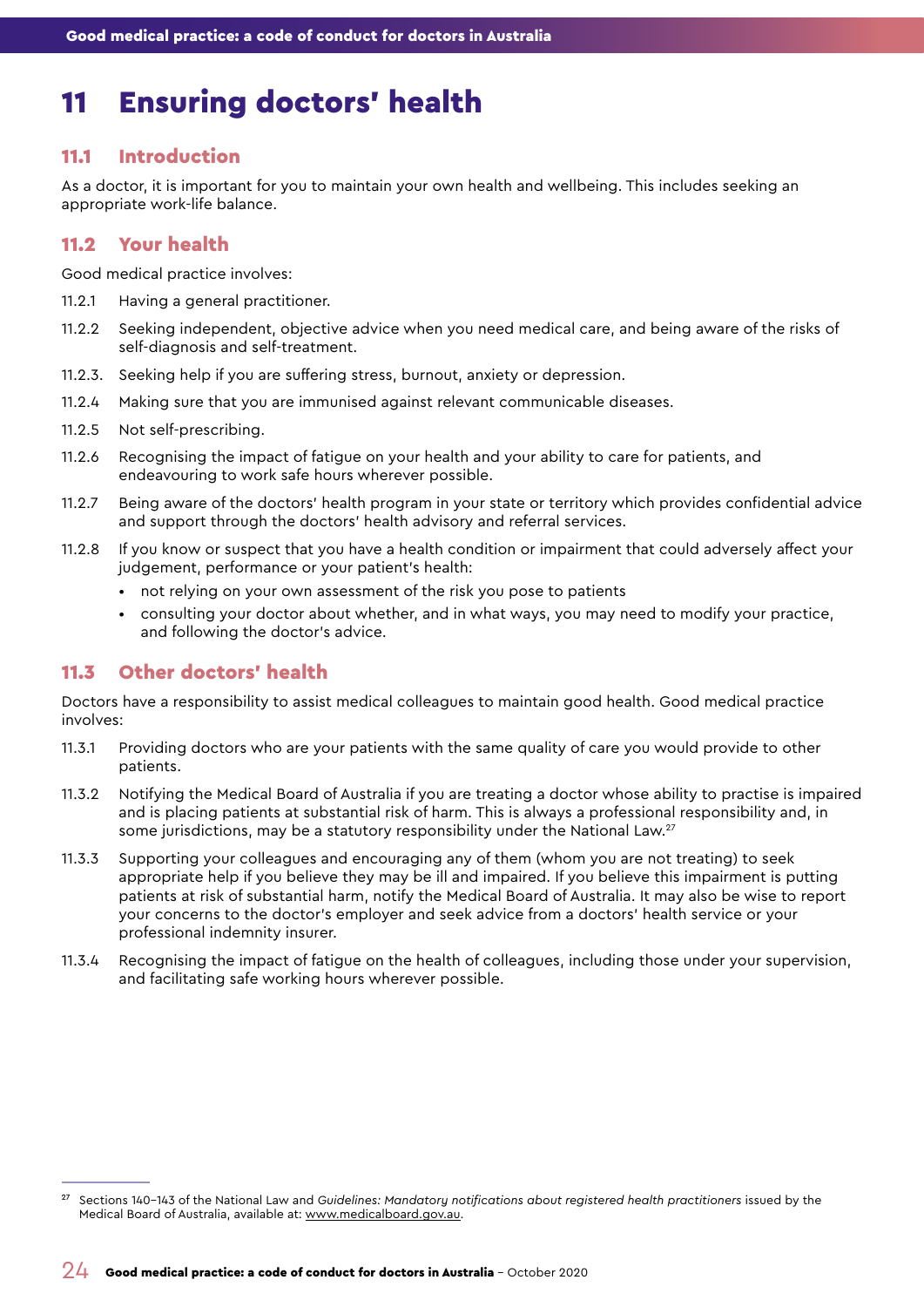# 11 Ensuring doctors' health

## 11.1 Introduction

As a doctor, it is important for you to maintain your own health and wellbeing. This includes seeking an appropriate work-life balance.

## 11.2 Your health

Good medical practice involves:

11.2.1 Having a general practitioner.

11.2.2 Seeking independent, objective advice when you need medical care, and being aware of the risks of self-diagnosis and self-treatment.

11.2.3. Seeking help if you are suffering stress, burnout, anxiety or depression.

11.2.4 Making sure that you are immunised against relevant communicable diseases.

11.2.5 Not self-prescribing.

11.2.6 Recognising the impact of fatigue on your health and your ability to care for patients, and endeavouring to work safe hours wherever possible.

11.2.7 Being aware of the doctors' health program in your state or territory which provides confidential advice and support through the doctors' health advisory and referral services.

11.2.8 If you know or suspect that you have a health condition or impairment that could adversely affect your judgement, performance or your patient's health:

- not relying on your own assessment of the risk you pose to patients
- consulting your doctor about whether, and in what ways, you may need to modify your practice, and following the doctor's advice.

## 11.3 Other doctors' health

Doctors have a responsibility to assist medical colleagues to maintain good health. Good medical practice involves:

11.3.1 Providing doctors who are your patients with the same quality of care you would provide to other patients.

11.3.2 Notifying the Medical Board of Australia if you are treating a doctor whose ability to practise is impaired and is placing patients at substantial risk of harm. This is always a professional responsibility and, in some jurisdictions, may be a statutory responsibility under the National Law.[27]

11.3.3 Supporting your colleagues and encouraging any of them (whom you are not treating) to seek appropriate help if you believe they may be ill and impaired. If you believe this impairment is putting patients at risk of substantial harm, notify the Medical Board of Australia. It may also be wise to report your concerns to the doctor's employer and seek advice from a doctors' health service or your professional indemnity insurer.

11.3.4 Recognising the impact of fatigue on the health of colleagues, including those under your supervision, and facilitating safe working hours wherever possible.

---

[27] Sections 140–143 of the National Law and *Guidelines: Mandatory notifications about registered health practitioners* issued by the Medical Board of Australia, available at: www.medicalboard.gov.au.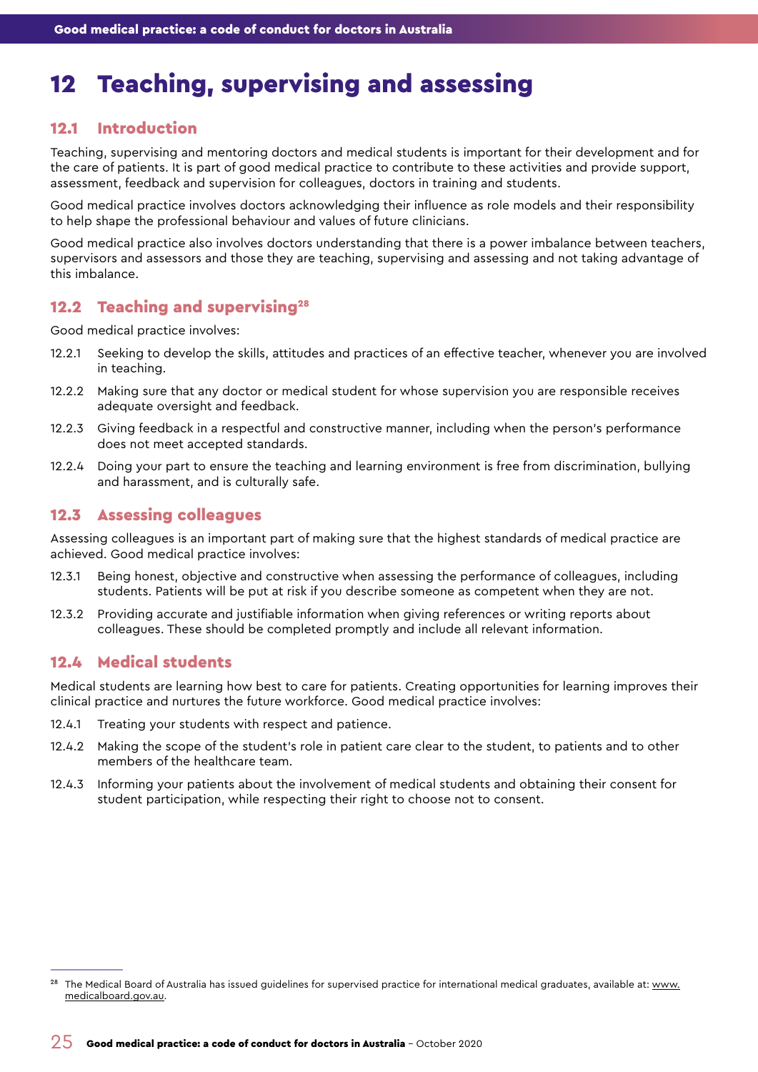# 12 Teaching, supervising and assessing

## 12.1 Introduction

Teaching, supervising and mentoring doctors and medical students is important for their development and for the care of patients. It is part of good medical practice to contribute to these activities and provide support, assessment, feedback and supervision for colleagues, doctors in training and students.

Good medical practice involves doctors acknowledging their influence as role models and their responsibility to help shape the professional behaviour and values of future clinicians.

Good medical practice also involves doctors understanding that there is a power imbalance between teachers, supervisors and assessors and those they are teaching, supervising and assessing and not taking advantage of this imbalance.

## 12.2 Teaching and supervising[28]

Good medical practice involves:

12.2.1 Seeking to develop the skills, attitudes and practices of an effective teacher, whenever you are involved in teaching.

12.2.2 Making sure that any doctor or medical student for whose supervision you are responsible receives adequate oversight and feedback.

12.2.3 Giving feedback in a respectful and constructive manner, including when the person's performance does not meet accepted standards.

12.2.4 Doing your part to ensure the teaching and learning environment is free from discrimination, bullying and harassment, and is culturally safe.

## 12.3 Assessing colleagues

Assessing colleagues is an important part of making sure that the highest standards of medical practice are achieved. Good medical practice involves:

12.3.1 Being honest, objective and constructive when assessing the performance of colleagues, including students. Patients will be put at risk if you describe someone as competent when they are not.

12.3.2 Providing accurate and justifiable information when giving references or writing reports about colleagues. These should be completed promptly and include all relevant information.

## 12.4 Medical students

Medical students are learning how best to care for patients. Creating opportunities for learning improves their clinical practice and nurtures the future workforce. Good medical practice involves:

12.4.1 Treating your students with respect and patience.

12.4.2 Making the scope of the student's role in patient care clear to the student, to patients and to other members of the healthcare team.

12.4.3 Informing your patients about the involvement of medical students and obtaining their consent for student participation, while respecting their right to choose not to consent.

---

[28] The Medical Board of Australia has issued guidelines for supervised practice for international medical graduates, available at: www.medicalboard.gov.au.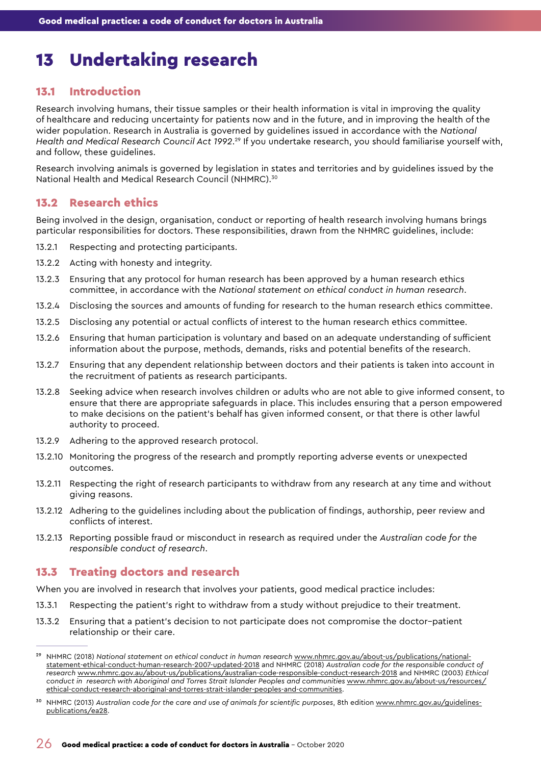# 13 Undertaking research

## 13.1 Introduction

Research involving humans, their tissue samples or their health information is vital in improving the quality of healthcare and reducing uncertainty for patients now and in the future, and in improving the health of the wider population. Research in Australia is governed by guidelines issued in accordance with the *National Health and Medical Research Council Act 1992*.[29] If you undertake research, you should familiarise yourself with, and follow, these guidelines.

Research involving animals is governed by legislation in states and territories and by guidelines issued by the National Health and Medical Research Council (NHMRC).[30]

## 13.2 Research ethics

Being involved in the design, organisation, conduct or reporting of health research involving humans brings particular responsibilities for doctors. These responsibilities, drawn from the NHMRC guidelines, include:

13.2.1 Respecting and protecting participants.

13.2.2 Acting with honesty and integrity.

13.2.3 Ensuring that any protocol for human research has been approved by a human research ethics committee, in accordance with the *National statement on ethical conduct in human research*.

13.2.4 Disclosing the sources and amounts of funding for research to the human research ethics committee.

13.2.5 Disclosing any potential or actual conflicts of interest to the human research ethics committee.

13.2.6 Ensuring that human participation is voluntary and based on an adequate understanding of sufficient information about the purpose, methods, demands, risks and potential benefits of the research.

13.2.7 Ensuring that any dependent relationship between doctors and their patients is taken into account in the recruitment of patients as research participants.

13.2.8 Seeking advice when research involves children or adults who are not able to give informed consent, to ensure that there are appropriate safeguards in place. This includes ensuring that a person empowered to make decisions on the patient's behalf has given informed consent, or that there is other lawful authority to proceed.

13.2.9 Adhering to the approved research protocol.

13.2.10 Monitoring the progress of the research and promptly reporting adverse events or unexpected outcomes.

13.2.11 Respecting the right of research participants to withdraw from any research at any time and without giving reasons.

13.2.12 Adhering to the guidelines including about the publication of findings, authorship, peer review and conflicts of interest.

13.2.13 Reporting possible fraud or misconduct in research as required under the *Australian code for the responsible conduct of research*.

## 13.3 Treating doctors and research

When you are involved in research that involves your patients, good medical practice includes:

13.3.1 Respecting the patient's right to withdraw from a study without prejudice to their treatment.

13.3.2 Ensuring that a patient's decision to not participate does not compromise the doctor–patient relationship or their care.

---

[29] NHMRC (2018) *National statement on ethical conduct in human research* www.nhmrc.gov.au/about-us/publications/national-statement-ethical-conduct-human-research-2007-updated-2018 and NHMRC (2018) *Australian code for the responsible conduct of research* www.nhmrc.gov.au/about-us/publications/australian-code-responsible-conduct-research-2018 and NHMRC (2003) *Ethical conduct in research with Aboriginal and Torres Strait Islander Peoples and communities* www.nhmrc.gov.au/about-us/resources/ethical-conduct-research-aboriginal-and-torres-strait-islander-peoples-and-communities.

[30] NHMRC (2013) *Australian code for the care and use of animals for scientific purposes*, 8th edition www.nhmrc.gov.au/guidelines-publications/ea28.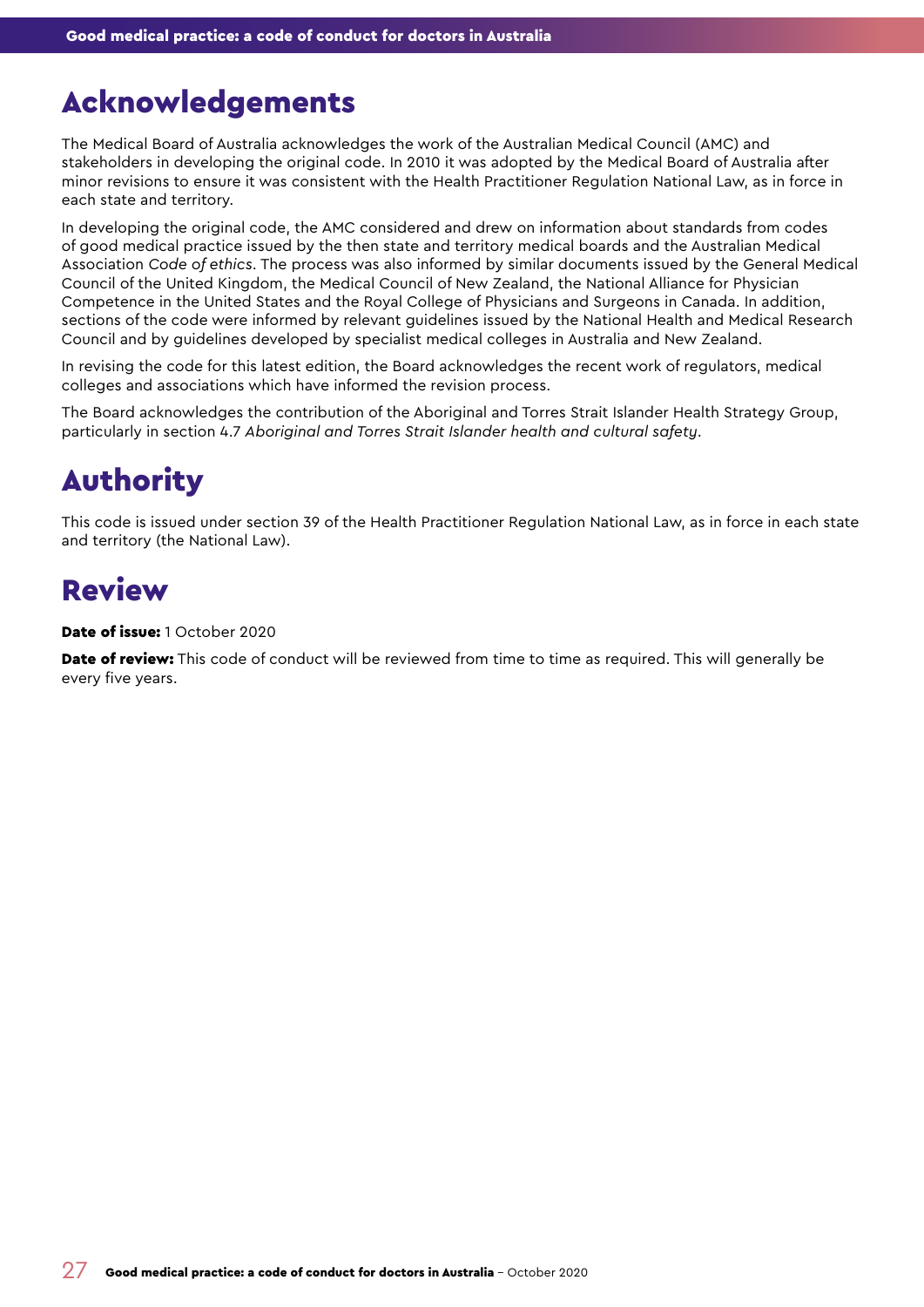## Acknowledgements

The Medical Board of Australia acknowledges the work of the Australian Medical Council (AMC) and stakeholders in developing the original code. In 2010 it was adopted by the Medical Board of Australia after minor revisions to ensure it was consistent with the Health Practitioner Regulation National Law, as in force in each state and territory.

In developing the original code, the AMC considered and drew on information about standards from codes of good medical practice issued by the then state and territory medical boards and the Australian Medical Association *Code of ethics*. The process was also informed by similar documents issued by the General Medical Council of the United Kingdom, the Medical Council of New Zealand, the National Alliance for Physician Competence in the United States and the Royal College of Physicians and Surgeons in Canada. In addition, sections of the code were informed by relevant guidelines issued by the National Health and Medical Research Council and by guidelines developed by specialist medical colleges in Australia and New Zealand.

In revising the code for this latest edition, the Board acknowledges the recent work of regulators, medical colleges and associations which have informed the revision process.

The Board acknowledges the contribution of the Aboriginal and Torres Strait Islander Health Strategy Group, particularly in section 4.7 *Aboriginal and Torres Strait Islander health and cultural safety*.

## Authority

This code is issued under section 39 of the Health Practitioner Regulation National Law, as in force in each state and territory (the National Law).

## Review

**Date of issue:** 1 October 2020

**Date of review:** This code of conduct will be reviewed from time to time as required. This will generally be every five years.